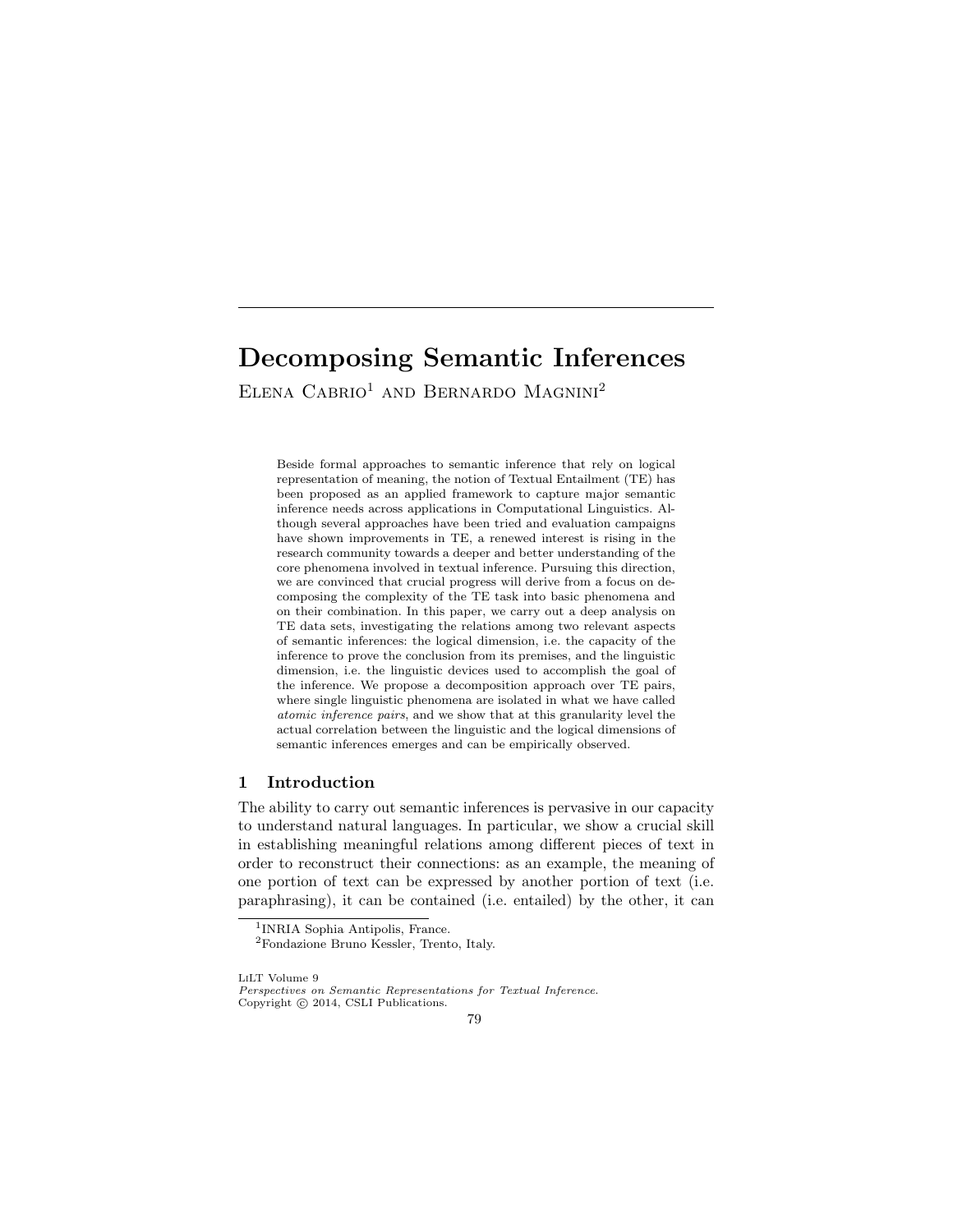# Decomposing Semantic Inferences

Elena Cabrio[1] and Bernardo Magnini[2]

Beside formal approaches to semantic inference that rely on logical representation of meaning, the notion of Textual Entailment (TE) has been proposed as an applied framework to capture major semantic inference needs across applications in Computational Linguistics. Although several approaches have been tried and evaluation campaigns have shown improvements in TE, a renewed interest is rising in the research community towards a deeper and better understanding of the core phenomena involved in textual inference. Pursuing this direction, we are convinced that crucial progress will derive from a focus on decomposing the complexity of the TE task into basic phenomena and on their combination. In this paper, we carry out a deep analysis on TE data sets, investigating the relations among two relevant aspects of semantic inferences: the logical dimension, i.e. the capacity of the inference to prove the conclusion from its premises, and the linguistic dimension, i.e. the linguistic devices used to accomplish the goal of the inference. We propose a decomposition approach over TE pairs, where single linguistic phenomena are isolated in what we have called *atomic inference pairs*, and we show that at this granularity level the actual correlation between the linguistic and the logical dimensions of semantic inferences emerges and can be empirically observed.

## 1 Introduction

The ability to carry out semantic inferences is pervasive in our capacity to understand natural languages. In particular, we show a crucial skill in establishing meaningful relations among different pieces of text in order to reconstruct their connections: as an example, the meaning of one portion of text can be expressed by another portion of text (i.e. paraphrasing), it can be contained (i.e. entailed) by the other, it can

[1] INRIA Sophia Antipolis, France.
[2] Fondazione Bruno Kessler, Trento, Italy.

LiLT Volume 9
*Perspectives on Semantic Representations for Textual Inference.*
Copyright © 2014, CSLI Publications.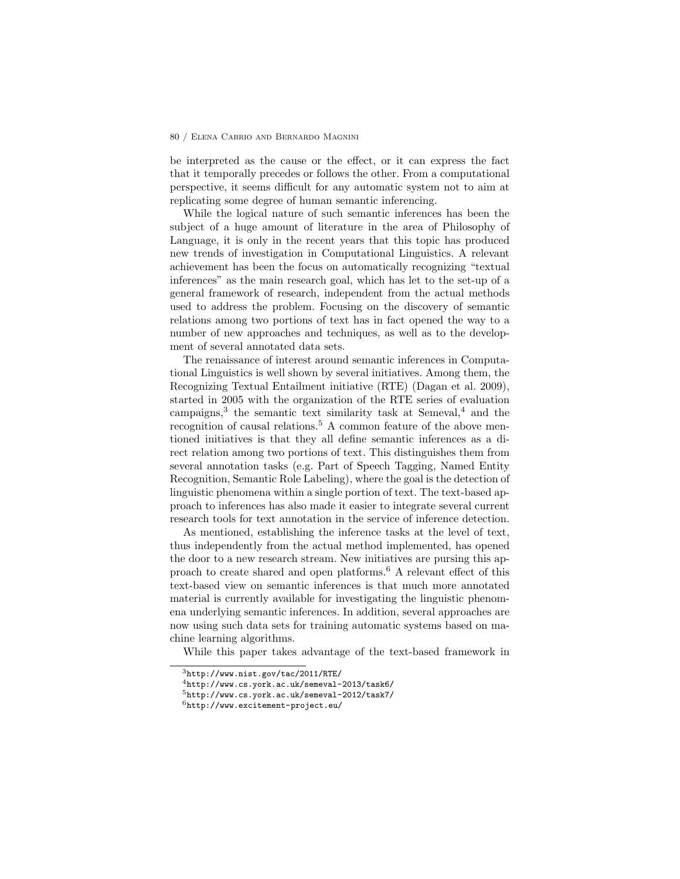be interpreted as the cause or the effect, or it can express the fact that it temporally precedes or follows the other. From a computational perspective, it seems difficult for any automatic system not to aim at replicating some degree of human semantic inferencing.

While the logical nature of such semantic inferences has been the subject of a huge amount of literature in the area of Philosophy of Language, it is only in the recent years that this topic has produced new trends of investigation in Computational Linguistics. A relevant achievement has been the focus on automatically recognizing "textual inferences" as the main research goal, which has let to the set-up of a general framework of research, independent from the actual methods used to address the problem. Focusing on the discovery of semantic relations among two portions of text has in fact opened the way to a number of new approaches and techniques, as well as to the development of several annotated data sets.

The renaissance of interest around semantic inferences in Computational Linguistics is well shown by several initiatives. Among them, the Recognizing Textual Entailment initiative (RTE) (Dagan et al. 2009), started in 2005 with the organization of the RTE series of evaluation campaigns,[3] the semantic text similarity task at Semeval,[4] and the recognition of causal relations.[5] A common feature of the above mentioned initiatives is that they all define semantic inferences as a direct relation among two portions of text. This distinguishes them from several annotation tasks (e.g. Part of Speech Tagging, Named Entity Recognition, Semantic Role Labeling), where the goal is the detection of linguistic phenomena within a single portion of text. The text-based approach to inferences has also made it easier to integrate several current research tools for text annotation in the service of inference detection.

As mentioned, establishing the inference tasks at the level of text, thus independently from the actual method implemented, has opened the door to a new research stream. New initiatives are pursing this approach to create shared and open platforms.[6] A relevant effect of this text-based view on semantic inferences is that much more annotated material is currently available for investigating the linguistic phenomena underlying semantic inferences. In addition, several approaches are now using such data sets for training automatic systems based on machine learning algorithms.

While this paper takes advantage of the text-based framework in

[3] http://www.nist.gov/tac/2011/RTE/

[4] http://www.cs.york.ac.uk/semeval-2013/task6/

[5] http://www.cs.york.ac.uk/semeval-2012/task7/

[6] http://www.excitement-project.eu/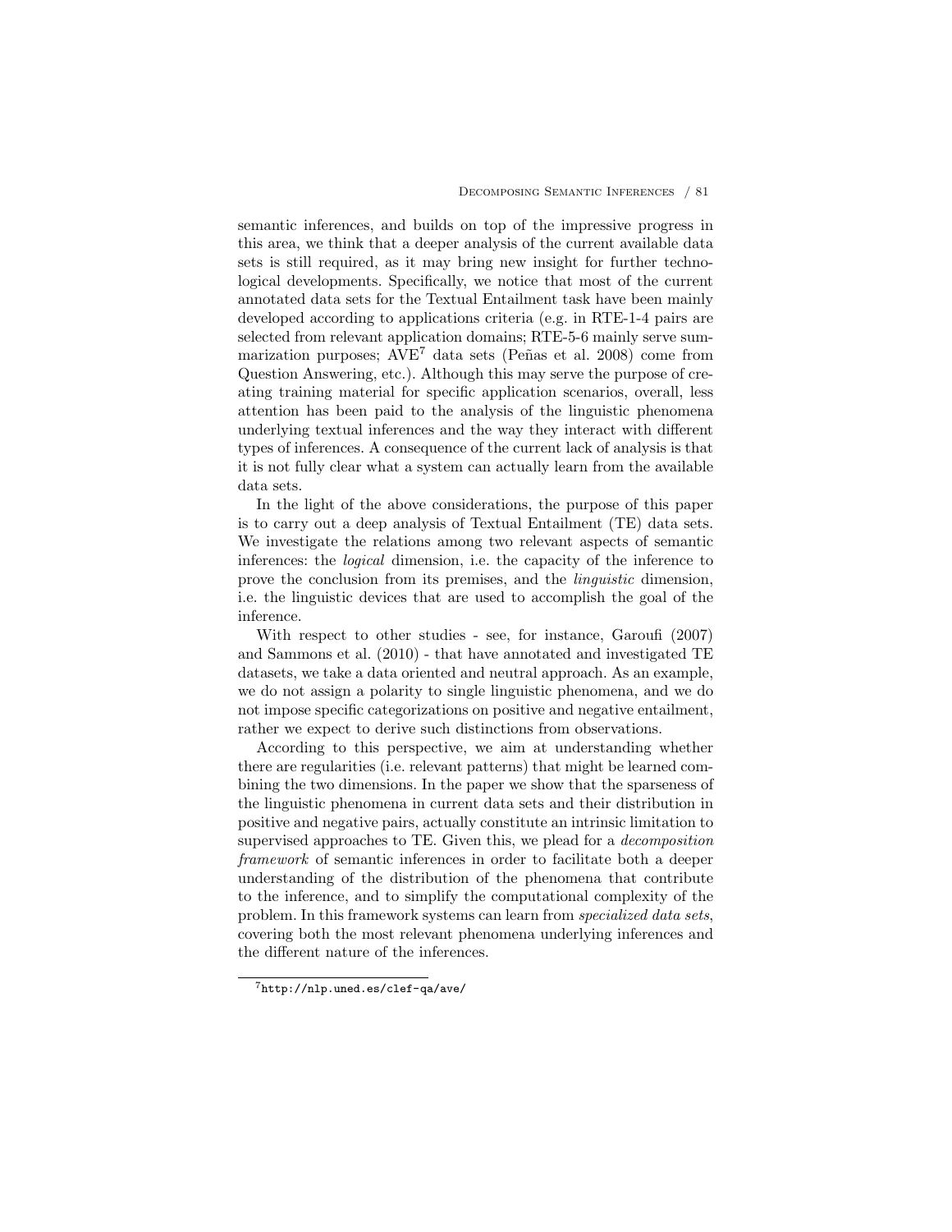semantic inferences, and builds on top of the impressive progress in this area, we think that a deeper analysis of the current available data sets is still required, as it may bring new insight for further technological developments. Specifically, we notice that most of the current annotated data sets for the Textual Entailment task have been mainly developed according to applications criteria (e.g. in RTE-1-4 pairs are selected from relevant application domains; RTE-5-6 mainly serve summarization purposes; AVE[7] data sets (Peñas et al. 2008) come from Question Answering, etc.). Although this may serve the purpose of creating training material for specific application scenarios, overall, less attention has been paid to the analysis of the linguistic phenomena underlying textual inferences and the way they interact with different types of inferences. A consequence of the current lack of analysis is that it is not fully clear what a system can actually learn from the available data sets.

In the light of the above considerations, the purpose of this paper is to carry out a deep analysis of Textual Entailment (TE) data sets. We investigate the relations among two relevant aspects of semantic inferences: the *logical* dimension, i.e. the capacity of the inference to prove the conclusion from its premises, and the *linguistic* dimension, i.e. the linguistic devices that are used to accomplish the goal of the inference.

With respect to other studies - see, for instance, Garoufi (2007) and Sammons et al. (2010) - that have annotated and investigated TE datasets, we take a data oriented and neutral approach. As an example, we do not assign a polarity to single linguistic phenomena, and we do not impose specific categorizations on positive and negative entailment, rather we expect to derive such distinctions from observations.

According to this perspective, we aim at understanding whether there are regularities (i.e. relevant patterns) that might be learned combining the two dimensions. In the paper we show that the sparseness of the linguistic phenomena in current data sets and their distribution in positive and negative pairs, actually constitute an intrinsic limitation to supervised approaches to TE. Given this, we plead for a *decomposition framework* of semantic inferences in order to facilitate both a deeper understanding of the distribution of the phenomena that contribute to the inference, and to simplify the computational complexity of the problem. In this framework systems can learn from *specialized data sets*, covering both the most relevant phenomena underlying inferences and the different nature of the inferences.

[7] http://nlp.uned.es/clef-qa/ave/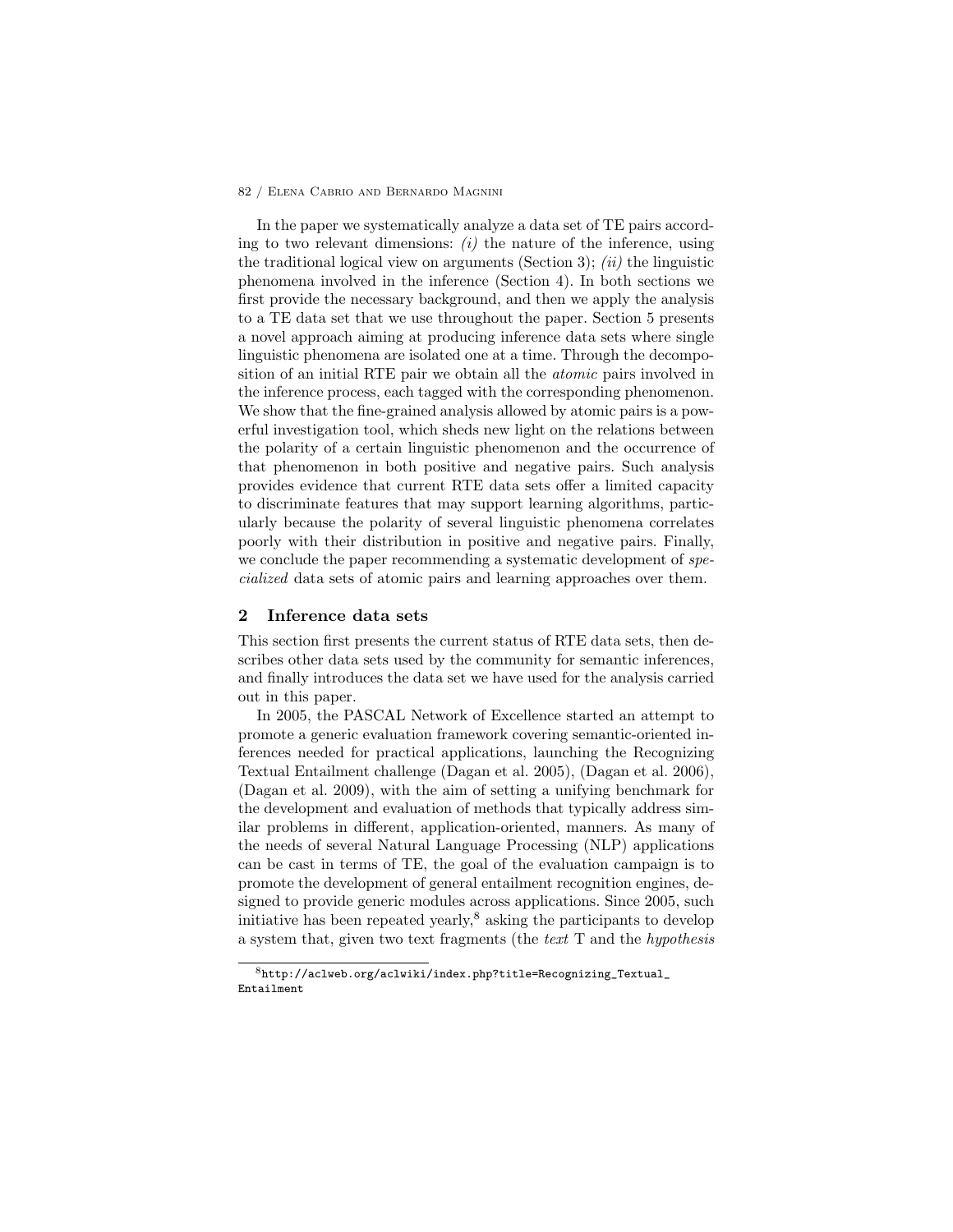In the paper we systematically analyze a data set of TE pairs according to two relevant dimensions: *(i)* the nature of the inference, using the traditional logical view on arguments (Section 3); *(ii)* the linguistic phenomena involved in the inference (Section 4). In both sections we first provide the necessary background, and then we apply the analysis to a TE data set that we use throughout the paper. Section 5 presents a novel approach aiming at producing inference data sets where single linguistic phenomena are isolated one at a time. Through the decomposition of an initial RTE pair we obtain all the *atomic* pairs involved in the inference process, each tagged with the corresponding phenomenon. We show that the fine-grained analysis allowed by atomic pairs is a powerful investigation tool, which sheds new light on the relations between the polarity of a certain linguistic phenomenon and the occurrence of that phenomenon in both positive and negative pairs. Such analysis provides evidence that current RTE data sets offer a limited capacity to discriminate features that may support learning algorithms, particularly because the polarity of several linguistic phenomena correlates poorly with their distribution in positive and negative pairs. Finally, we conclude the paper recommending a systematic development of *specialized* data sets of atomic pairs and learning approaches over them.

## 2 Inference data sets

This section first presents the current status of RTE data sets, then describes other data sets used by the community for semantic inferences, and finally introduces the data set we have used for the analysis carried out in this paper.

In 2005, the PASCAL Network of Excellence started an attempt to promote a generic evaluation framework covering semantic-oriented inferences needed for practical applications, launching the Recognizing Textual Entailment challenge (Dagan et al. 2005), (Dagan et al. 2006), (Dagan et al. 2009), with the aim of setting a unifying benchmark for the development and evaluation of methods that typically address similar problems in different, application-oriented, manners. As many of the needs of several Natural Language Processing (NLP) applications can be cast in terms of TE, the goal of the evaluation campaign is to promote the development of general entailment recognition engines, designed to provide generic modules across applications. Since 2005, such initiative has been repeated yearly,[8] asking the participants to develop a system that, given two text fragments (the *text* T and the *hypothesis*

[8] http://aclweb.org/aclwiki/index.php?title=Recognizing_Textual_Entailment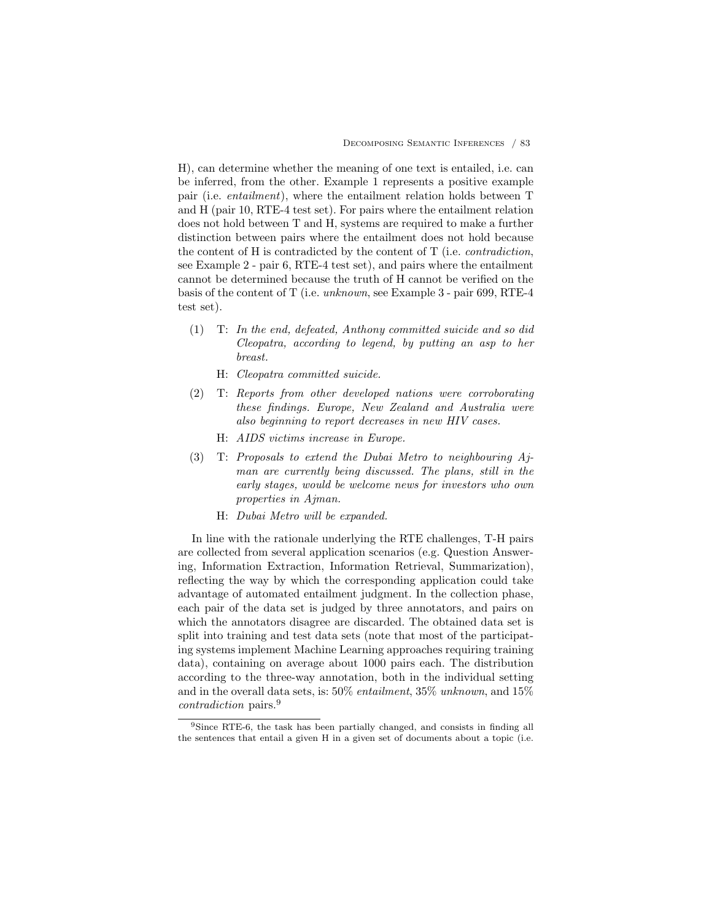H), can determine whether the meaning of one text is entailed, i.e. can be inferred, from the other. Example 1 represents a positive example pair (i.e. *entailment*), where the entailment relation holds between T and H (pair 10, RTE-4 test set). For pairs where the entailment relation does not hold between T and H, systems are required to make a further distinction between pairs where the entailment does not hold because the content of H is contradicted by the content of T (i.e. *contradiction*, see Example 2 - pair 6, RTE-4 test set), and pairs where the entailment cannot be determined because the truth of H cannot be verified on the basis of the content of T (i.e. *unknown*, see Example 3 - pair 699, RTE-4 test set).

(1) T: *In the end, defeated, Anthony committed suicide and so did Cleopatra, according to legend, by putting an asp to her breast.*

H: *Cleopatra committed suicide.*

(2) T: *Reports from other developed nations were corroborating these findings. Europe, New Zealand and Australia were also beginning to report decreases in new HIV cases.*

H: *AIDS victims increase in Europe.*

(3) T: *Proposals to extend the Dubai Metro to neighbouring Ajman are currently being discussed. The plans, still in the early stages, would be welcome news for investors who own properties in Ajman.*

H: *Dubai Metro will be expanded.*

In line with the rationale underlying the RTE challenges, T-H pairs are collected from several application scenarios (e.g. Question Answering, Information Extraction, Information Retrieval, Summarization), reflecting the way by which the corresponding application could take advantage of automated entailment judgment. In the collection phase, each pair of the data set is judged by three annotators, and pairs on which the annotators disagree are discarded. The obtained data set is split into training and test data sets (note that most of the participating systems implement Machine Learning approaches requiring training data), containing on average about 1000 pairs each. The distribution according to the three-way annotation, both in the individual setting and in the overall data sets, is: 50% *entailment*, 35% *unknown*, and 15% *contradiction* pairs.[9]

[9] Since RTE-6, the task has been partially changed, and consists in finding all the sentences that entail a given H in a given set of documents about a topic (i.e.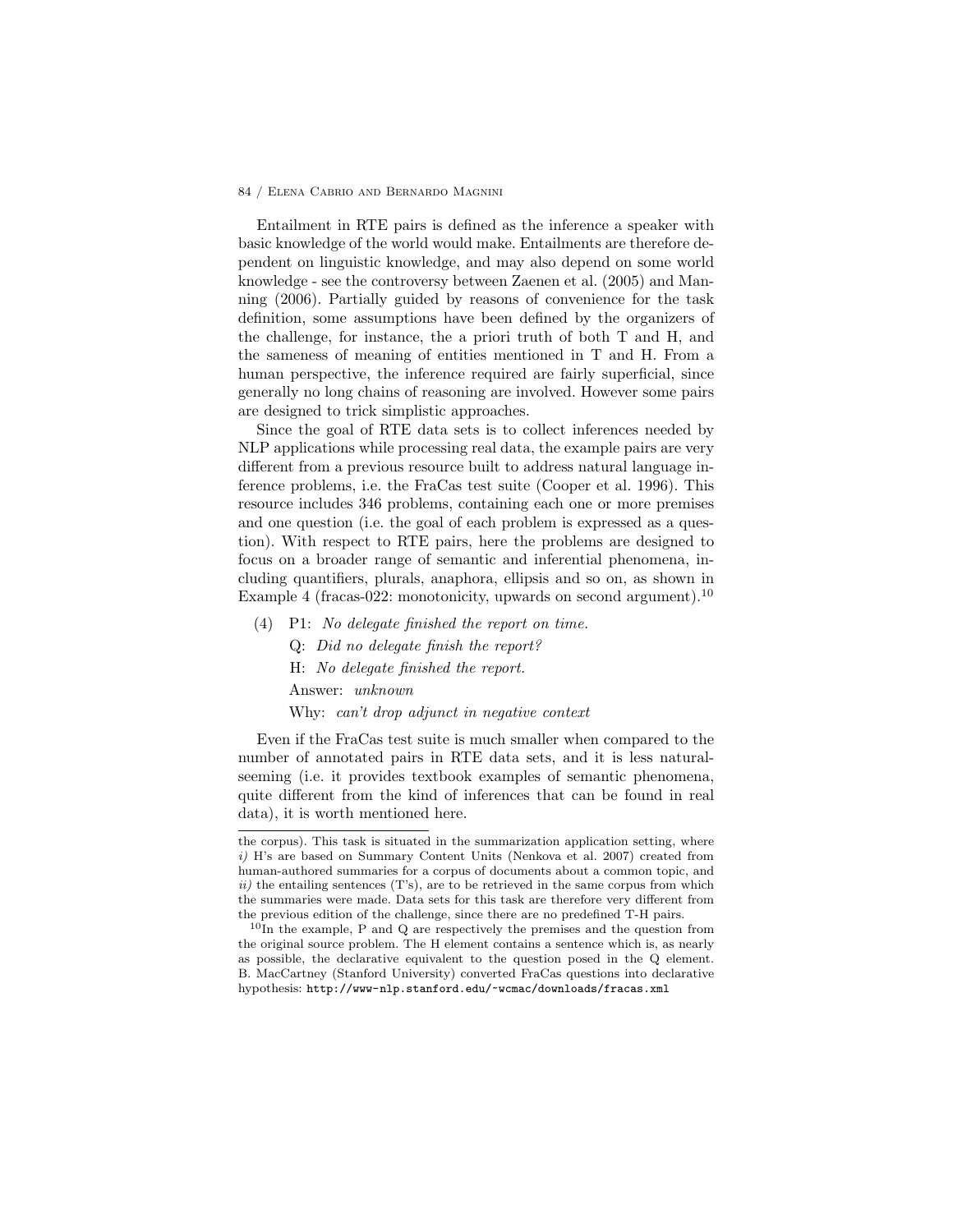Entailment in RTE pairs is defined as the inference a speaker with basic knowledge of the world would make. Entailments are therefore dependent on linguistic knowledge, and may also depend on some world knowledge - see the controversy between Zaenen et al. (2005) and Manning (2006). Partially guided by reasons of convenience for the task definition, some assumptions have been defined by the organizers of the challenge, for instance, the a priori truth of both T and H, and the sameness of meaning of entities mentioned in T and H. From a human perspective, the inference required are fairly superficial, since generally no long chains of reasoning are involved. However some pairs are designed to trick simplistic approaches.

Since the goal of RTE data sets is to collect inferences needed by NLP applications while processing real data, the example pairs are very different from a previous resource built to address natural language inference problems, i.e. the FraCas test suite (Cooper et al. 1996). This resource includes 346 problems, containing each one or more premises and one question (i.e. the goal of each problem is expressed as a question). With respect to RTE pairs, here the problems are designed to focus on a broader range of semantic and inferential phenomena, including quantifiers, plurals, anaphora, ellipsis and so on, as shown in Example 4 (fracas-022: monotonicity, upwards on second argument).[10]

(4) P1: *No delegate finished the report on time.*

Q: *Did no delegate finish the report?*

H: *No delegate finished the report.*

Answer: *unknown*

Why: *can't drop adjunct in negative context*

Even if the FraCas test suite is much smaller when compared to the number of annotated pairs in RTE data sets, and it is less natural-seeming (i.e. it provides textbook examples of semantic phenomena, quite different from the kind of inferences that can be found in real data), it is worth mentioned here.

---

the corpus). This task is situated in the summarization application setting, where *i)* H's are based on Summary Content Units (Nenkova et al. 2007) created from human-authored summaries for a corpus of documents about a common topic, and *ii)* the entailing sentences (T's), are to be retrieved in the same corpus from which the summaries were made. Data sets for this task are therefore very different from the previous edition of the challenge, since there are no predefined T-H pairs.

[10] In the example, P and Q are respectively the premises and the question from the original source problem. The H element contains a sentence which is, as nearly as possible, the declarative equivalent to the question posed in the Q element. B. MacCartney (Stanford University) converted FraCas questions into declarative hypothesis: `http://www-nlp.stanford.edu/~wcmac/downloads/fracas.xml`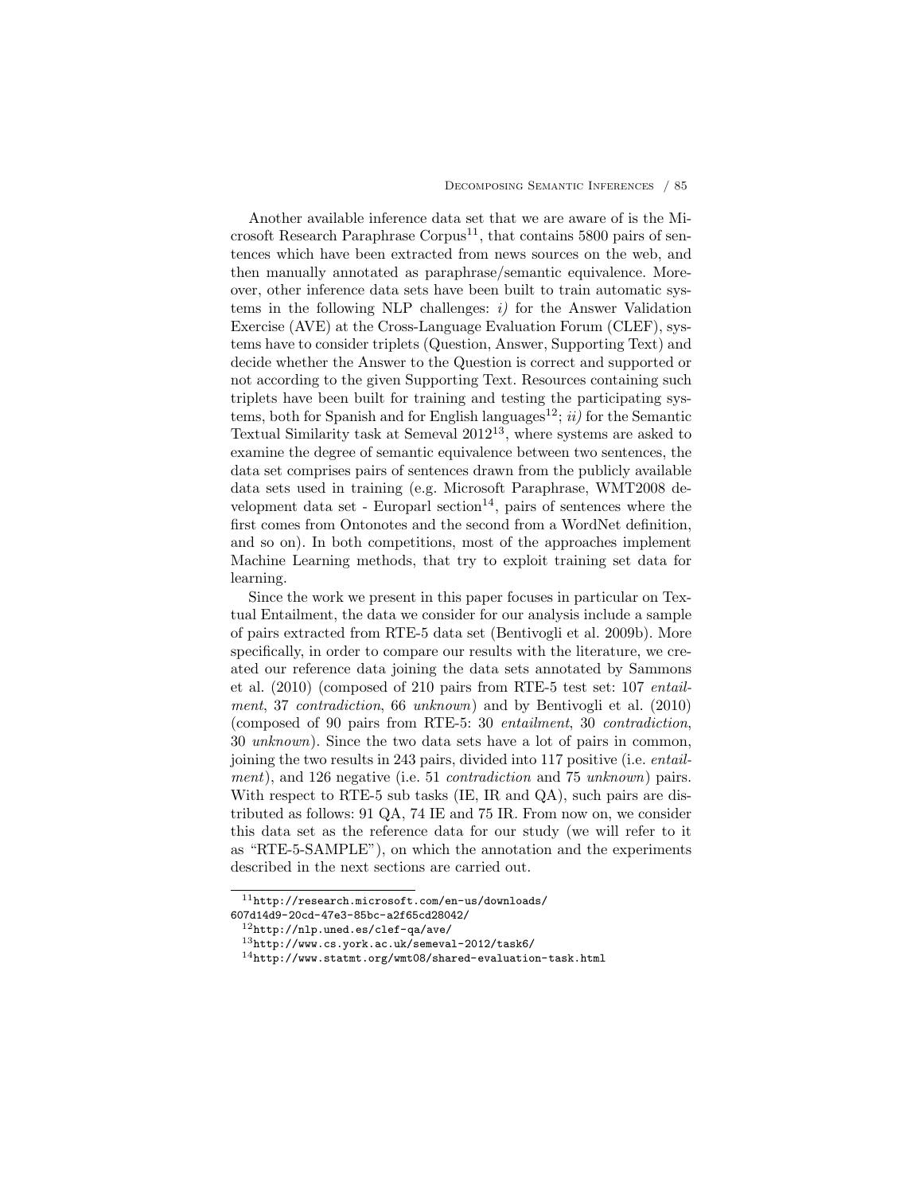Another available inference data set that we are aware of is the Microsoft Research Paraphrase Corpus[11], that contains 5800 pairs of sentences which have been extracted from news sources on the web, and then manually annotated as paraphrase/semantic equivalence. Moreover, other inference data sets have been built to train automatic systems in the following NLP challenges: *i)* for the Answer Validation Exercise (AVE) at the Cross-Language Evaluation Forum (CLEF), systems have to consider triplets (Question, Answer, Supporting Text) and decide whether the Answer to the Question is correct and supported or not according to the given Supporting Text. Resources containing such triplets have been built for training and testing the participating systems, both for Spanish and for English languages[12]; *ii)* for the Semantic Textual Similarity task at Semeval 2012[13], where systems are asked to examine the degree of semantic equivalence between two sentences, the data set comprises pairs of sentences drawn from the publicly available data sets used in training (e.g. Microsoft Paraphrase, WMT2008 development data set - Europarl section[14], pairs of sentences where the first comes from Ontonotes and the second from a WordNet definition, and so on). In both competitions, most of the approaches implement Machine Learning methods, that try to exploit training set data for learning.

Since the work we present in this paper focuses in particular on Textual Entailment, the data we consider for our analysis include a sample of pairs extracted from RTE-5 data set (Bentivogli et al. 2009b). More specifically, in order to compare our results with the literature, we created our reference data joining the data sets annotated by Sammons et al. (2010) (composed of 210 pairs from RTE-5 test set: 107 *entailment*, 37 *contradiction*, 66 *unknown*) and by Bentivogli et al. (2010) (composed of 90 pairs from RTE-5: 30 *entailment*, 30 *contradiction*, 30 *unknown*). Since the two data sets have a lot of pairs in common, joining the two results in 243 pairs, divided into 117 positive (i.e. *entailment*), and 126 negative (i.e. 51 *contradiction* and 75 *unknown*) pairs. With respect to RTE-5 sub tasks (IE, IR and QA), such pairs are distributed as follows: 91 QA, 74 IE and 75 IR. From now on, we consider this data set as the reference data for our study (we will refer to it as "RTE-5-SAMPLE"), on which the annotation and the experiments described in the next sections are carried out.

---

[11] http://research.microsoft.com/en-us/downloads/607d14d9-20cd-47e3-85bc-a2f65cd28042/

[12] http://nlp.uned.es/clef-qa/ave/

[13] http://www.cs.york.ac.uk/semeval-2012/task6/

[14] http://www.statmt.org/wmt08/shared-evaluation-task.html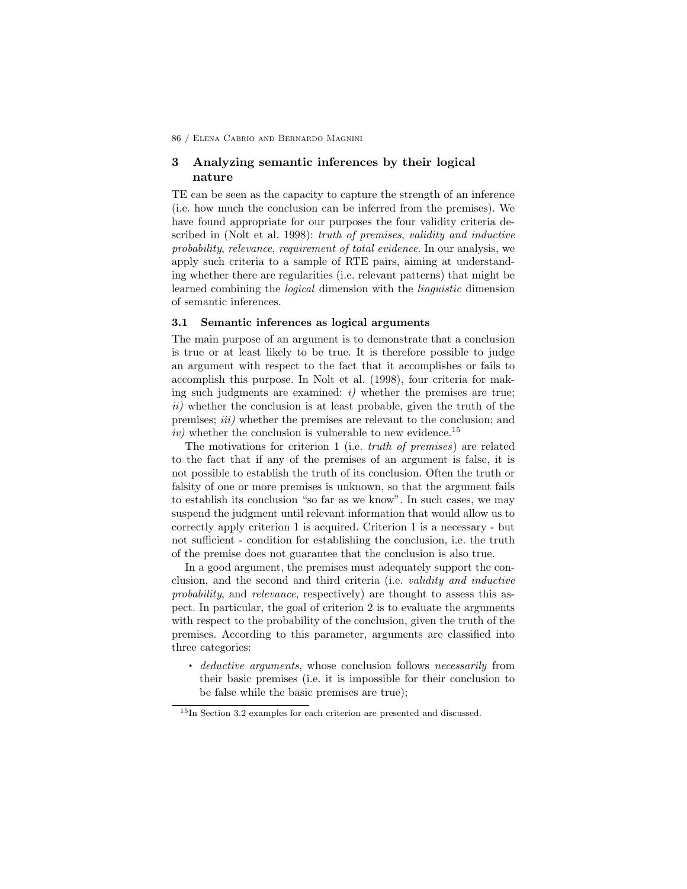## 3 Analyzing semantic inferences by their logical nature

TE can be seen as the capacity to capture the strength of an inference (i.e. how much the conclusion can be inferred from the premises). We have found appropriate for our purposes the four validity criteria described in (Nolt et al. 1998): *truth of premises*, *validity and inductive probability*, *relevance*, *requirement of total evidence*. In our analysis, we apply such criteria to a sample of RTE pairs, aiming at understanding whether there are regularities (i.e. relevant patterns) that might be learned combining the *logical* dimension with the *linguistic* dimension of semantic inferences.

### 3.1 Semantic inferences as logical arguments

The main purpose of an argument is to demonstrate that a conclusion is true or at least likely to be true. It is therefore possible to judge an argument with respect to the fact that it accomplishes or fails to accomplish this purpose. In Nolt et al. (1998), four criteria for making such judgments are examined: *i)* whether the premises are true; *ii)* whether the conclusion is at least probable, given the truth of the premises; *iii)* whether the premises are relevant to the conclusion; and *iv)* whether the conclusion is vulnerable to new evidence.[15]

The motivations for criterion 1 (i.e. *truth of premises*) are related to the fact that if any of the premises of an argument is false, it is not possible to establish the truth of its conclusion. Often the truth or falsity of one or more premises is unknown, so that the argument fails to establish its conclusion "so far as we know". In such cases, we may suspend the judgment until relevant information that would allow us to correctly apply criterion 1 is acquired. Criterion 1 is a necessary - but not sufficient - condition for establishing the conclusion, i.e. the truth of the premise does not guarantee that the conclusion is also true.

In a good argument, the premises must adequately support the conclusion, and the second and third criteria (i.e. *validity and inductive probability*, and *relevance*, respectively) are thought to assess this aspect. In particular, the goal of criterion 2 is to evaluate the arguments with respect to the probability of the conclusion, given the truth of the premises. According to this parameter, arguments are classified into three categories:

- *deductive arguments*, whose conclusion follows *necessarily* from their basic premises (i.e. it is impossible for their conclusion to be false while the basic premises are true);

[15] In Section 3.2 examples for each criterion are presented and discussed.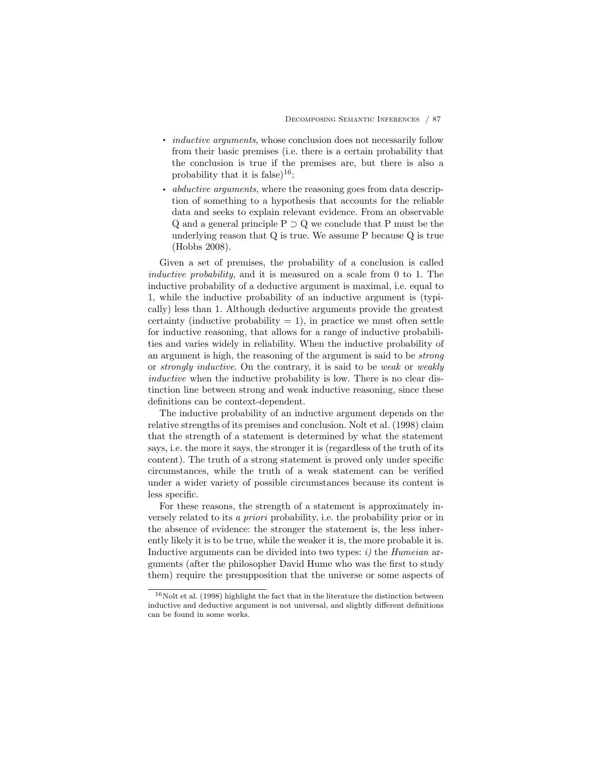- *inductive arguments*, whose conclusion does not necessarily follow from their basic premises (i.e. there is a certain probability that the conclusion is true if the premises are, but there is also a probability that it is false)[16];
- *abductive arguments*, where the reasoning goes from data description of something to a hypothesis that accounts for the reliable data and seeks to explain relevant evidence. From an observable Q and a general principle $P \supset Q$ we conclude that P must be the underlying reason that Q is true. We assume P because Q is true (Hobbs 2008).

Given a set of premises, the probability of a conclusion is called *inductive probability*, and it is measured on a scale from 0 to 1. The inductive probability of a deductive argument is maximal, i.e. equal to 1, while the inductive probability of an inductive argument is (typically) less than 1. Although deductive arguments provide the greatest certainty (inductive probability = 1), in practice we must often settle for inductive reasoning, that allows for a range of inductive probabilities and varies widely in reliability. When the inductive probability of an argument is high, the reasoning of the argument is said to be *strong* or *strongly inductive*. On the contrary, it is said to be *weak* or *weakly inductive* when the inductive probability is low. There is no clear distinction line between strong and weak inductive reasoning, since these definitions can be context-dependent.

The inductive probability of an inductive argument depends on the relative strengths of its premises and conclusion. Nolt et al. (1998) claim that the strength of a statement is determined by what the statement says, i.e. the more it says, the stronger it is (regardless of the truth of its content). The truth of a strong statement is proved only under specific circumstances, while the truth of a weak statement can be verified under a wider variety of possible circumstances because its content is less specific.

For these reasons, the strength of a statement is approximately inversely related to its *a priori* probability, i.e. the probability prior or in the absence of evidence: the stronger the statement is, the less inherently likely it is to be true, while the weaker it is, the more probable it is. Inductive arguments can be divided into two types: *i)* the *Humeian* arguments (after the philosopher David Hume who was the first to study them) require the presupposition that the universe or some aspects of

[16] Nolt et al. (1998) highlight the fact that in the literature the distinction between inductive and deductive argument is not universal, and slightly different definitions can be found in some works.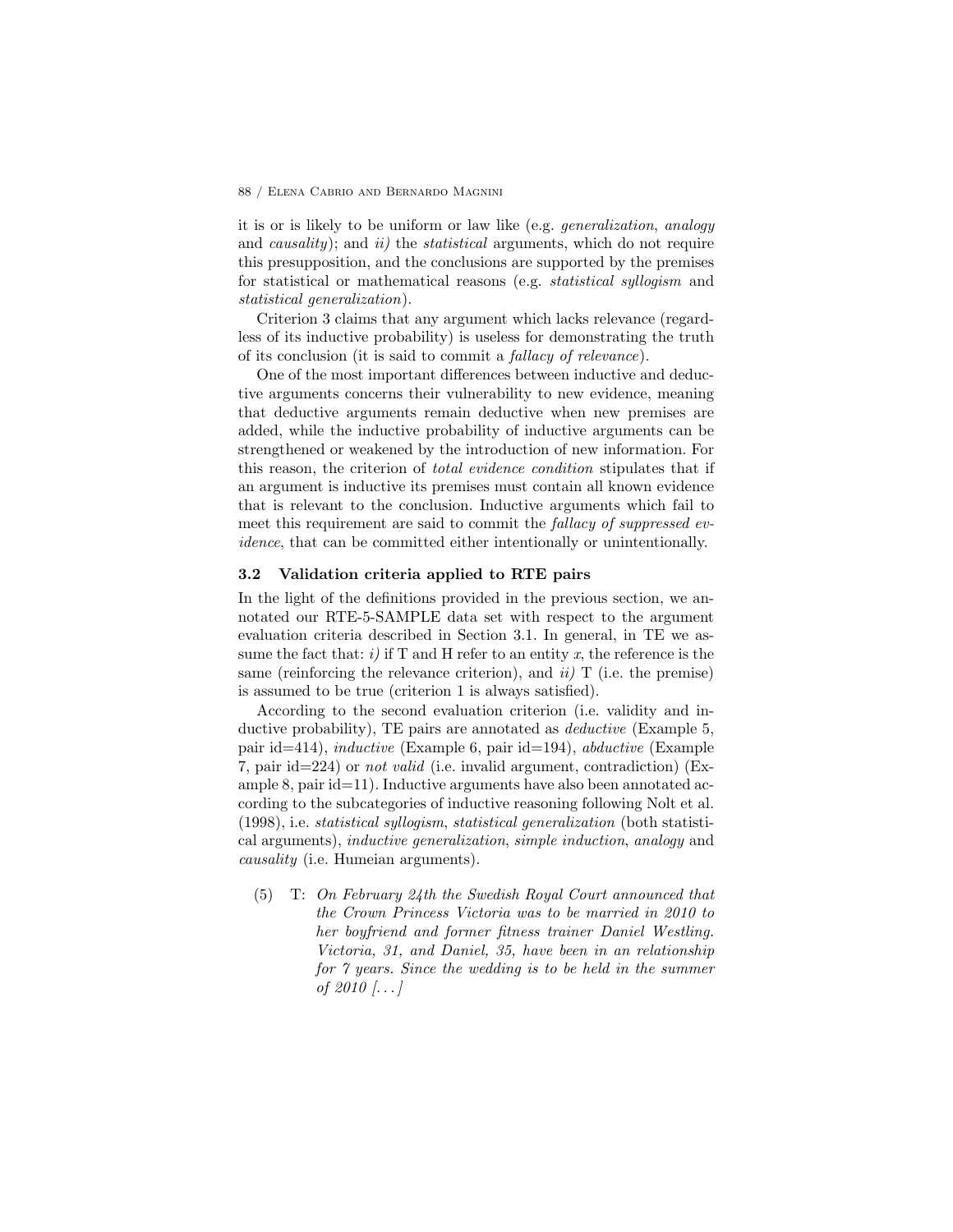it is or is likely to be uniform or law like (e.g. *generalization*, *analogy* and *causality*); and *ii)* the *statistical* arguments, which do not require this presupposition, and the conclusions are supported by the premises for statistical or mathematical reasons (e.g. *statistical syllogism* and *statistical generalization*).

Criterion 3 claims that any argument which lacks relevance (regardless of its inductive probability) is useless for demonstrating the truth of its conclusion (it is said to commit a *fallacy of relevance*).

One of the most important differences between inductive and deductive arguments concerns their vulnerability to new evidence, meaning that deductive arguments remain deductive when new premises are added, while the inductive probability of inductive arguments can be strengthened or weakened by the introduction of new information. For this reason, the criterion of *total evidence condition* stipulates that if an argument is inductive its premises must contain all known evidence that is relevant to the conclusion. Inductive arguments which fail to meet this requirement are said to commit the *fallacy of suppressed evidence*, that can be committed either intentionally or unintentionally.

### 3.2 Validation criteria applied to RTE pairs

In the light of the definitions provided in the previous section, we annotated our RTE-5-SAMPLE data set with respect to the argument evaluation criteria described in Section 3.1. In general, in TE we assume the fact that: *i)* if T and H refer to an entity $x$, the reference is the same (reinforcing the relevance criterion), and *ii)* T (i.e. the premise) is assumed to be true (criterion 1 is always satisfied).

According to the second evaluation criterion (i.e. validity and inductive probability), TE pairs are annotated as *deductive* (Example 5, pair id=414), *inductive* (Example 6, pair id=194), *abductive* (Example 7, pair id=224) or *not valid* (i.e. invalid argument, contradiction) (Example 8, pair id=11). Inductive arguments have also been annotated according to the subcategories of inductive reasoning following Nolt et al. (1998), i.e. *statistical syllogism*, *statistical generalization* (both statistical arguments), *inductive generalization*, *simple induction*, *analogy* and *causality* (i.e. Humeian arguments).

(5) T: *On February 24th the Swedish Royal Court announced that the Crown Princess Victoria was to be married in 2010 to her boyfriend and former fitness trainer Daniel Westling. Victoria, 31, and Daniel, 35, have been in an relationship for 7 years. Since the wedding is to be held in the summer of 2010 [...]*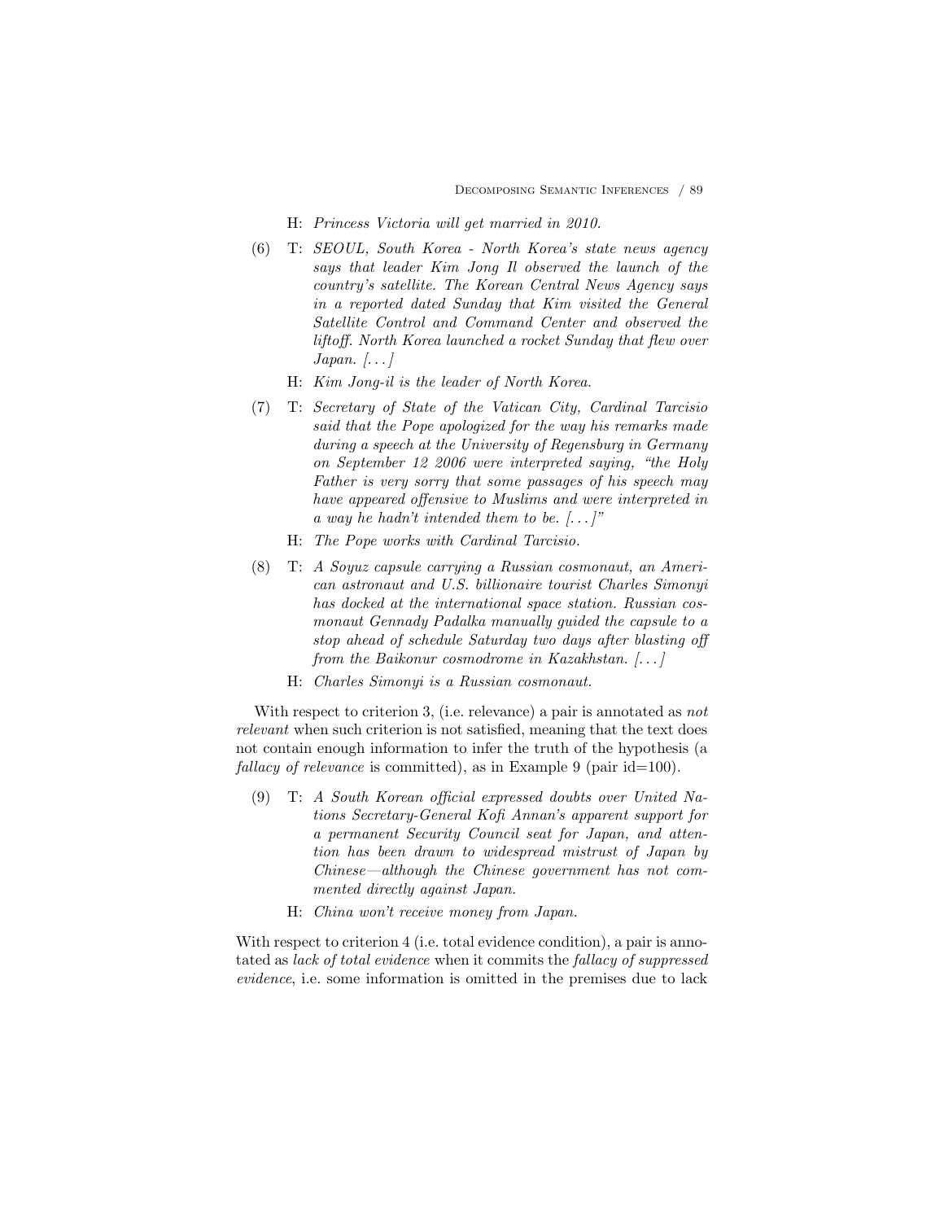H: *Princess Victoria will get married in 2010.*

(6) T: *SEOUL, South Korea - North Korea's state news agency says that leader Kim Jong Il observed the launch of the country's satellite. The Korean Central News Agency says in a reported dated Sunday that Kim visited the General Satellite Control and Command Center and observed the liftoff. North Korea launched a rocket Sunday that flew over Japan. [. . . ]*

H: *Kim Jong-il is the leader of North Korea.*

(7) T: *Secretary of State of the Vatican City, Cardinal Tarcisio said that the Pope apologized for the way his remarks made during a speech at the University of Regensburg in Germany on September 12 2006 were interpreted saying, "the Holy Father is very sorry that some passages of his speech may have appeared offensive to Muslims and were interpreted in a way he hadn't intended them to be. [. . . ]"*

H: *The Pope works with Cardinal Tarcisio.*

(8) T: *A Soyuz capsule carrying a Russian cosmonaut, an American astronaut and U.S. billionaire tourist Charles Simonyi has docked at the international space station. Russian cosmonaut Gennady Padalka manually guided the capsule to a stop ahead of schedule Saturday two days after blasting off from the Baikonur cosmodrome in Kazakhstan. [. . . ]*

H: *Charles Simonyi is a Russian cosmonaut.*

With respect to criterion 3, (i.e. relevance) a pair is annotated as *not relevant* when such criterion is not satisfied, meaning that the text does not contain enough information to infer the truth of the hypothesis (a *fallacy of relevance* is committed), as in Example 9 (pair id=100).

(9) T: *A South Korean official expressed doubts over United Nations Secretary-General Kofi Annan's apparent support for a permanent Security Council seat for Japan, and attention has been drawn to widespread mistrust of Japan by Chinese—although the Chinese government has not commented directly against Japan.*

H: *China won't receive money from Japan.*

With respect to criterion 4 (i.e. total evidence condition), a pair is annotated as *lack of total evidence* when it commits the *fallacy of suppressed evidence*, i.e. some information is omitted in the premises due to lack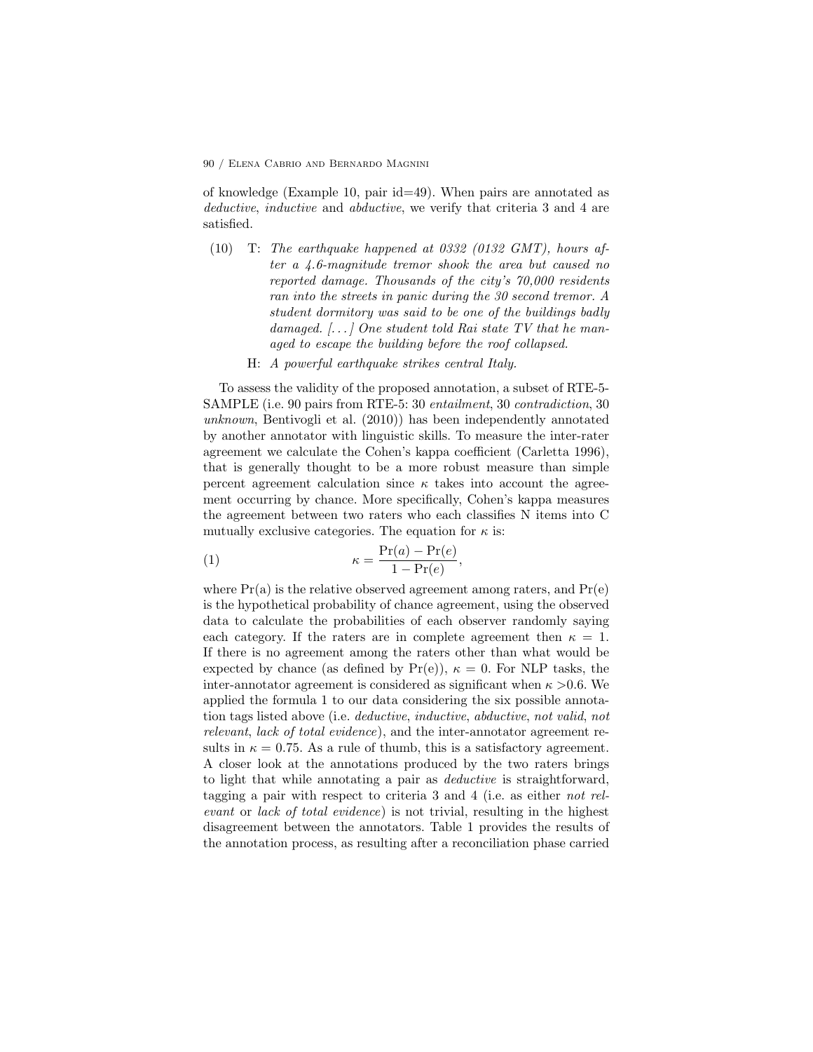of knowledge (Example 10, pair id=49). When pairs are annotated as *deductive*, *inductive* and *abductive*, we verify that criteria 3 and 4 are satisfied.

(10) T: *The earthquake happened at 0332 (0132 GMT), hours after a 4.6-magnitude tremor shook the area but caused no reported damage. Thousands of the city's 70,000 residents ran into the streets in panic during the 30 second tremor. A student dormitory was said to be one of the buildings badly damaged. [...] One student told Rai state TV that he managed to escape the building before the roof collapsed.*

H: *A powerful earthquake strikes central Italy.*

To assess the validity of the proposed annotation, a subset of RTE-5-SAMPLE (i.e. 90 pairs from RTE-5: 30 *entailment*, 30 *contradiction*, 30 *unknown*, Bentivogli et al. (2010)) has been independently annotated by another annotator with linguistic skills. To measure the inter-rater agreement we calculate the Cohen's kappa coefficient (Carletta 1996), that is generally thought to be a more robust measure than simple percent agreement calculation since $\kappa$ takes into account the agreement occurring by chance. More specifically, Cohen's kappa measures the agreement between two raters who each classifies N items into C mutually exclusive categories. The equation for $\kappa$ is:

$$\kappa = \frac{\Pr(a) - \Pr(e)}{1 - \Pr(e)}, \tag{1}$$

where Pr(a) is the relative observed agreement among raters, and Pr(e) is the hypothetical probability of chance agreement, using the observed data to calculate the probabilities of each observer randomly saying each category. If the raters are in complete agreement then $\kappa = 1$. If there is no agreement among the raters other than what would be expected by chance (as defined by Pr(e)), $\kappa = 0$. For NLP tasks, the inter-annotator agreement is considered as significant when $\kappa > 0.6$. We applied the formula 1 to our data considering the six possible annotation tags listed above (i.e. *deductive*, *inductive*, *abductive*, *not valid*, *not relevant*, *lack of total evidence*), and the inter-annotator agreement results in $\kappa = 0.75$. As a rule of thumb, this is a satisfactory agreement. A closer look at the annotations produced by the two raters brings to light that while annotating a pair as *deductive* is straightforward, tagging a pair with respect to criteria 3 and 4 (i.e. as either *not relevant* or *lack of total evidence*) is not trivial, resulting in the highest disagreement between the annotators. Table 1 provides the results of the annotation process, as resulting after a reconciliation phase carried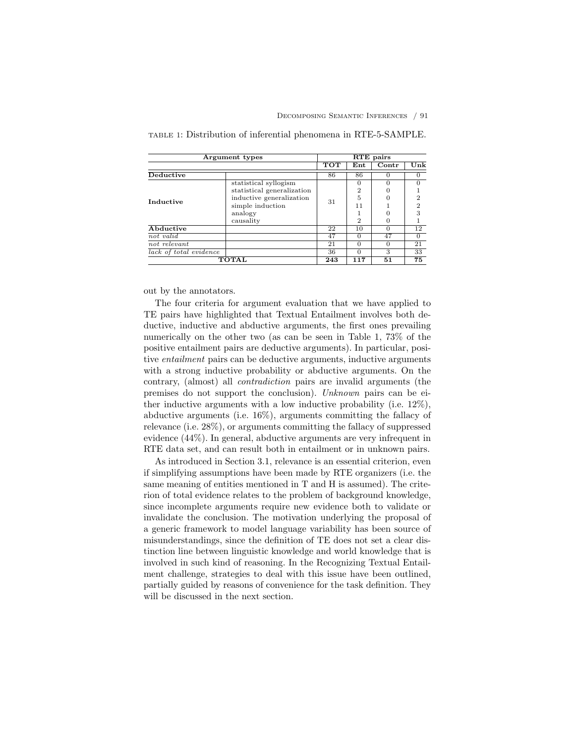TABLE 1: Distribution of inferential phenomena in RTE-5-SAMPLE.

| Argument types | | RTE pairs | | | |
|---|---|---|---|---|---|
| | | **TOT** | **Ent** | **Contr** | **Unk** |
| **Deductive** | | 86 | 86 | 0 | 0 |
| **Inductive** | statistical syllogism | 31 | 0 | 0 | 0 |
| | statistical generalization | | 2 | 0 | 1 |
| | inductive generalization | | 5 | 0 | 2 |
| | simple induction | | 11 | 1 | 2 |
| | analogy | | 1 | 0 | 3 |
| | causality | | 2 | 0 | 1 |
| **Abductive** | | 22 | 10 | 0 | 12 |
| *not valid* | | 47 | 0 | 47 | 0 |
| *not relevant* | | 21 | 0 | 0 | 21 |
| *lack of total evidence* | | 36 | 0 | 3 | 33 |
| **TOTAL** | | **243** | **117** | **51** | **75** |

out by the annotators.

The four criteria for argument evaluation that we have applied to TE pairs have highlighted that Textual Entailment involves both deductive, inductive and abductive arguments, the first ones prevailing numerically on the other two (as can be seen in Table 1, 73% of the positive entailment pairs are deductive arguments). In particular, positive *entailment* pairs can be deductive arguments, inductive arguments with a strong inductive probability or abductive arguments. On the contrary, (almost) all *contradiction* pairs are invalid arguments (the premises do not support the conclusion). *Unknown* pairs can be either inductive arguments with a low inductive probability (i.e. 12%), abductive arguments (i.e. 16%), arguments committing the fallacy of relevance (i.e. 28%), or arguments committing the fallacy of suppressed evidence (44%). In general, abductive arguments are very infrequent in RTE data set, and can result both in entailment or in unknown pairs.

As introduced in Section 3.1, relevance is an essential criterion, even if simplifying assumptions have been made by RTE organizers (i.e. the same meaning of entities mentioned in T and H is assumed). The criterion of total evidence relates to the problem of background knowledge, since incomplete arguments require new evidence both to validate or invalidate the conclusion. The motivation underlying the proposal of a generic framework to model language variability has been source of misunderstandings, since the definition of TE does not set a clear distinction line between linguistic knowledge and world knowledge that is involved in such kind of reasoning. In the Recognizing Textual Entailment challenge, strategies to deal with this issue have been outlined, partially guided by reasons of convenience for the task definition. They will be discussed in the next section.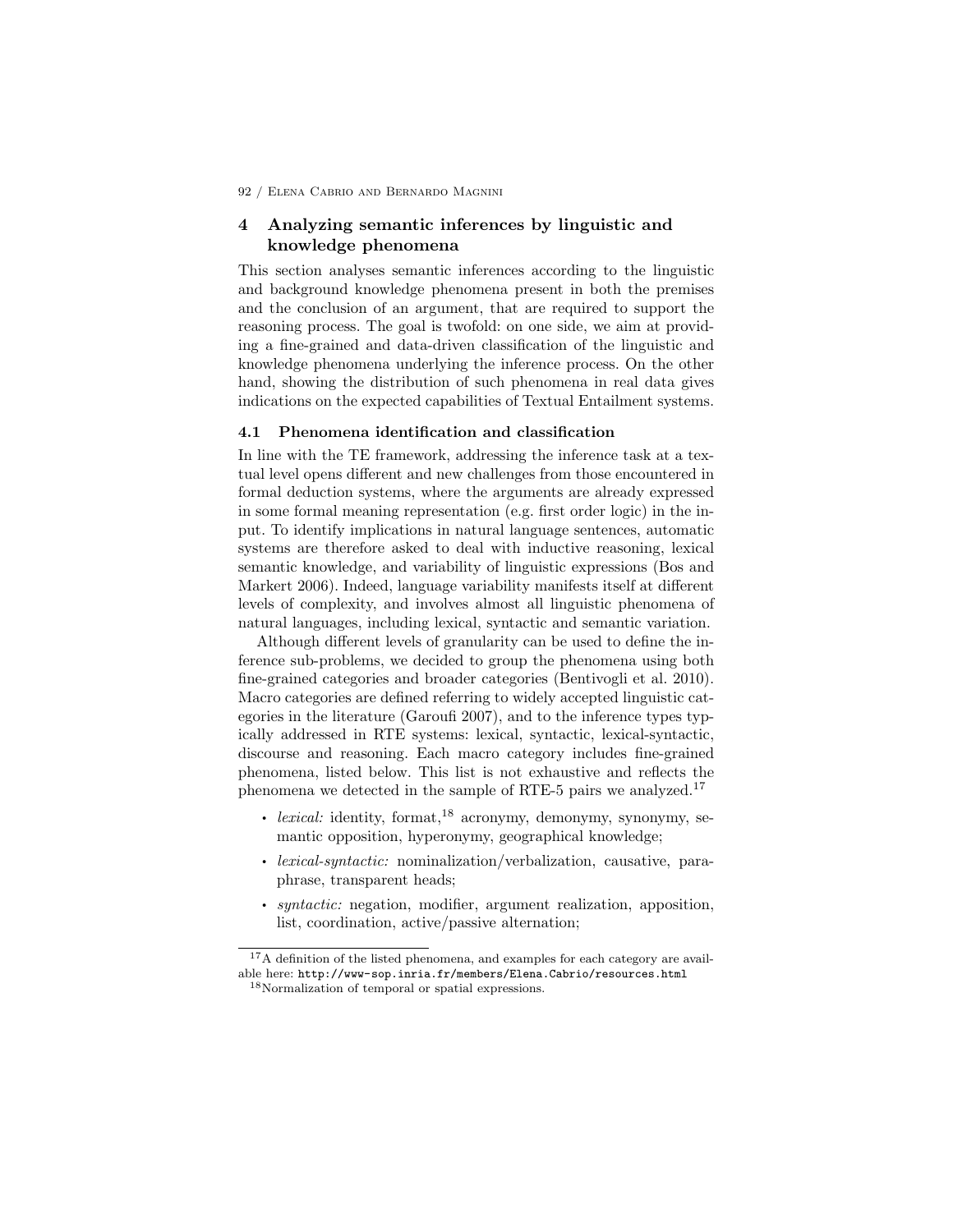## 4 Analyzing semantic inferences by linguistic and knowledge phenomena

This section analyses semantic inferences according to the linguistic and background knowledge phenomena present in both the premises and the conclusion of an argument, that are required to support the reasoning process. The goal is twofold: on one side, we aim at providing a fine-grained and data-driven classification of the linguistic and knowledge phenomena underlying the inference process. On the other hand, showing the distribution of such phenomena in real data gives indications on the expected capabilities of Textual Entailment systems.

### 4.1 Phenomena identification and classification

In line with the TE framework, addressing the inference task at a textual level opens different and new challenges from those encountered in formal deduction systems, where the arguments are already expressed in some formal meaning representation (e.g. first order logic) in the input. To identify implications in natural language sentences, automatic systems are therefore asked to deal with inductive reasoning, lexical semantic knowledge, and variability of linguistic expressions (Bos and Markert 2006). Indeed, language variability manifests itself at different levels of complexity, and involves almost all linguistic phenomena of natural languages, including lexical, syntactic and semantic variation.

Although different levels of granularity can be used to define the inference sub-problems, we decided to group the phenomena using both fine-grained categories and broader categories (Bentivogli et al. 2010). Macro categories are defined referring to widely accepted linguistic categories in the literature (Garoufi 2007), and to the inference types typically addressed in RTE systems: lexical, syntactic, lexical-syntactic, discourse and reasoning. Each macro category includes fine-grained phenomena, listed below. This list is not exhaustive and reflects the phenomena we detected in the sample of RTE-5 pairs we analyzed.[17]

- *lexical:* identity, format,[18] acronymy, demonymy, synonymy, semantic opposition, hyperonymy, geographical knowledge;
- *lexical-syntactic:* nominalization/verbalization, causative, paraphrase, transparent heads;
- *syntactic:* negation, modifier, argument realization, apposition, list, coordination, active/passive alternation;

[17] A definition of the listed phenomena, and examples for each category are available here: http://www-sop.inria.fr/members/Elena.Cabrio/resources.html

[18] Normalization of temporal or spatial expressions.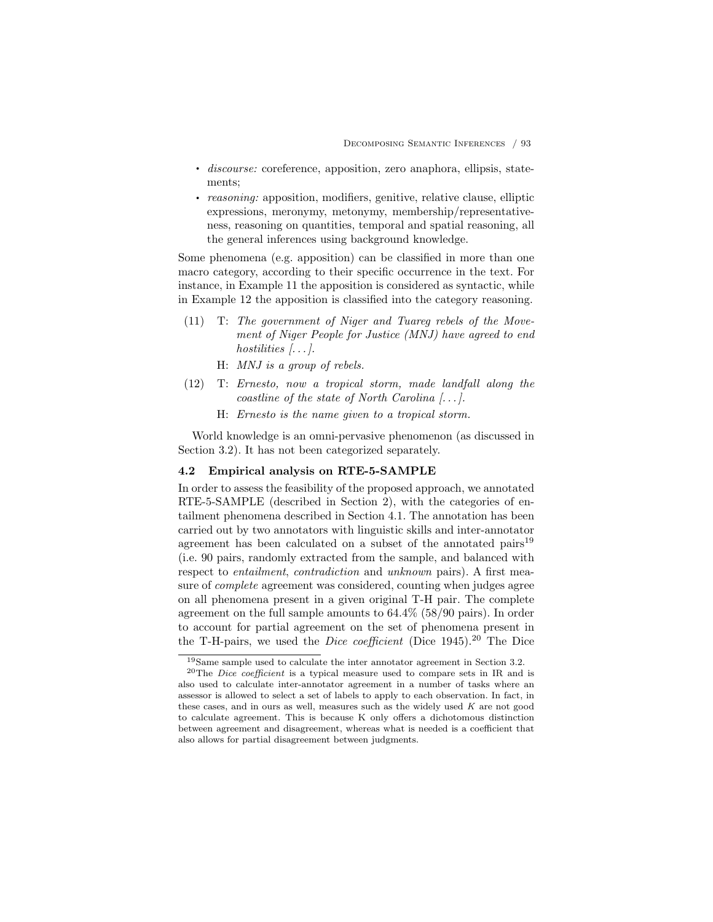- *discourse:* coreference, apposition, zero anaphora, ellipsis, statements;
- *reasoning:* apposition, modifiers, genitive, relative clause, elliptic expressions, meronymy, metonymy, membership/representativeness, reasoning on quantities, temporal and spatial reasoning, all the general inferences using background knowledge.

Some phenomena (e.g. apposition) can be classified in more than one macro category, according to their specific occurrence in the text. For instance, in Example 11 the apposition is considered as syntactic, while in Example 12 the apposition is classified into the category reasoning.

(11) T: *The government of Niger and Tuareg rebels of the Movement of Niger People for Justice (MNJ) have agreed to end hostilities [...].*

H: *MNJ is a group of rebels.*

(12) T: *Ernesto, now a tropical storm, made landfall along the coastline of the state of North Carolina [...].*

H: *Ernesto is the name given to a tropical storm.*

World knowledge is an omni-pervasive phenomenon (as discussed in Section 3.2). It has not been categorized separately.

### 4.2 Empirical analysis on RTE-5-SAMPLE

In order to assess the feasibility of the proposed approach, we annotated RTE-5-SAMPLE (described in Section 2), with the categories of entailment phenomena described in Section 4.1. The annotation has been carried out by two annotators with linguistic skills and inter-annotator agreement has been calculated on a subset of the annotated pairs[19] (i.e. 90 pairs, randomly extracted from the sample, and balanced with respect to *entailment*, *contradiction* and *unknown* pairs). A first measure of *complete* agreement was considered, counting when judges agree on all phenomena present in a given original T-H pair. The complete agreement on the full sample amounts to 64.4% (58/90 pairs). In order to account for partial agreement on the set of phenomena present in the T-H-pairs, we used the *Dice coefficient* (Dice 1945).[20] The Dice

[19] Same sample used to calculate the inter annotator agreement in Section 3.2.

[20] The *Dice coefficient* is a typical measure used to compare sets in IR and is also used to calculate inter-annotator agreement in a number of tasks where an assessor is allowed to select a set of labels to apply to each observation. In fact, in these cases, and in ours as well, measures such as the widely used $K$ are not good to calculate agreement. This is because K only offers a dichotomous distinction between agreement and disagreement, whereas what is needed is a coefficient that also allows for partial disagreement between judgments.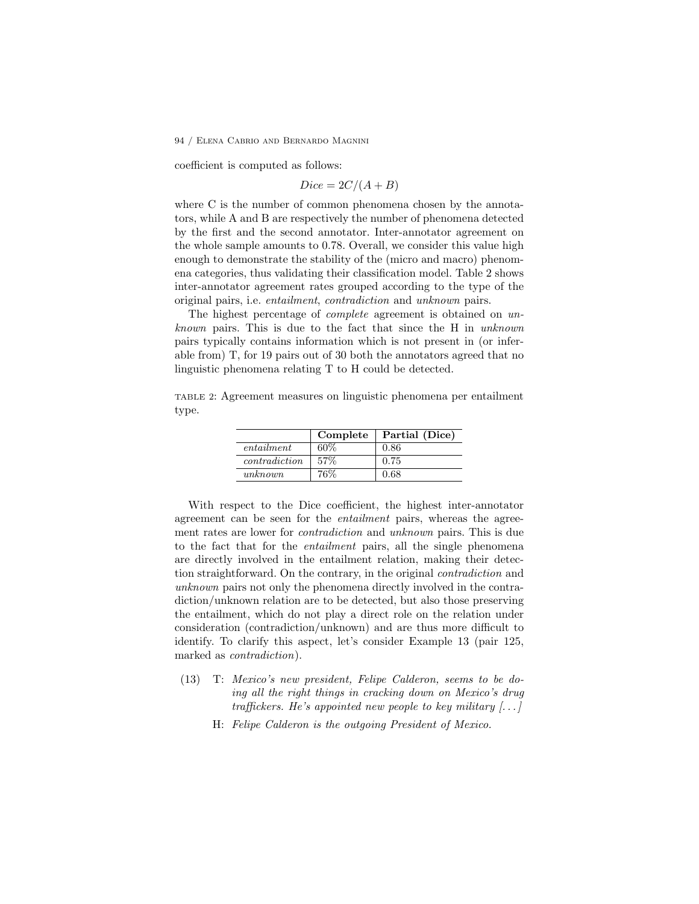coefficient is computed as follows:

$$Dice = 2C/(A+B)$$

where C is the number of common phenomena chosen by the annotators, while A and B are respectively the number of phenomena detected by the first and the second annotator. Inter-annotator agreement on the whole sample amounts to 0.78. Overall, we consider this value high enough to demonstrate the stability of the (micro and macro) phenomena categories, thus validating their classification model. Table 2 shows inter-annotator agreement rates grouped according to the type of the original pairs, i.e. *entailment*, *contradiction* and *unknown* pairs.

The highest percentage of *complete* agreement is obtained on *unknown* pairs. This is due to the fact that since the H in *unknown* pairs typically contains information which is not present in (or inferable from) T, for 19 pairs out of 30 both the annotators agreed that no linguistic phenomena relating T to H could be detected.

TABLE 2: Agreement measures on linguistic phenomena per entailment type.

| | **Complete** | **Partial (Dice)** |
|---|---|---|
| *entailment* | 60% | 0.86 |
| *contradiction* | 57% | 0.75 |
| *unknown* | 76% | 0.68 |

With respect to the Dice coefficient, the highest inter-annotator agreement can be seen for the *entailment* pairs, whereas the agreement rates are lower for *contradiction* and *unknown* pairs. This is due to the fact that for the *entailment* pairs, all the single phenomena are directly involved in the entailment relation, making their detection straightforward. On the contrary, in the original *contradiction* and *unknown* pairs not only the phenomena directly involved in the contradiction/unknown relation are to be detected, but also those preserving the entailment, which do not play a direct role on the relation under consideration (contradiction/unknown) and are thus more difficult to identify. To clarify this aspect, let's consider Example 13 (pair 125, marked as *contradiction*).

(13) T: *Mexico's new president, Felipe Calderon, seems to be doing all the right things in cracking down on Mexico's drug traffickers. He's appointed new people to key military [...]*

H: *Felipe Calderon is the outgoing President of Mexico.*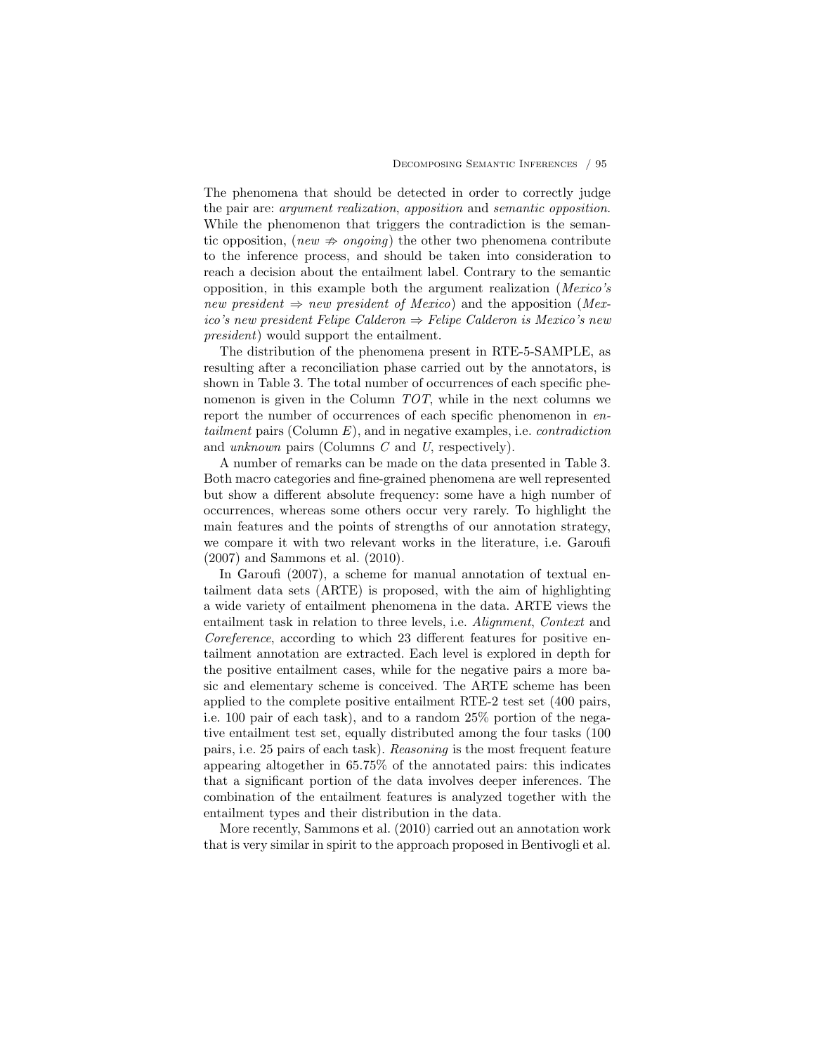The phenomena that should be detected in order to correctly judge the pair are: *argument realization*, *apposition* and *semantic opposition*. While the phenomenon that triggers the contradiction is the semantic opposition, (*new* $\nRightarrow$ *ongoing*) the other two phenomena contribute to the inference process, and should be taken into consideration to reach a decision about the entailment label. Contrary to the semantic opposition, in this example both the argument realization (*Mexico's new president* $\Rightarrow$ *new president of Mexico*) and the apposition (*Mexico's new president Felipe Calderon* $\Rightarrow$ *Felipe Calderon is Mexico's new president*) would support the entailment.

The distribution of the phenomena present in RTE-5-SAMPLE, as resulting after a reconciliation phase carried out by the annotators, is shown in Table 3. The total number of occurrences of each specific phenomenon is given in the Column $TOT$, while in the next columns we report the number of occurrences of each specific phenomenon in *entailment* pairs (Column $E$), and in negative examples, i.e. *contradiction* and *unknown* pairs (Columns $C$ and $U$, respectively).

A number of remarks can be made on the data presented in Table 3. Both macro categories and fine-grained phenomena are well represented but show a different absolute frequency: some have a high number of occurrences, whereas some others occur very rarely. To highlight the main features and the points of strengths of our annotation strategy, we compare it with two relevant works in the literature, i.e. Garoufi (2007) and Sammons et al. (2010).

In Garoufi (2007), a scheme for manual annotation of textual entailment data sets (ARTE) is proposed, with the aim of highlighting a wide variety of entailment phenomena in the data. ARTE views the entailment task in relation to three levels, i.e. *Alignment*, *Context* and *Coreference*, according to which 23 different features for positive entailment annotation are extracted. Each level is explored in depth for the positive entailment cases, while for the negative pairs a more basic and elementary scheme is conceived. The ARTE scheme has been applied to the complete positive entailment RTE-2 test set (400 pairs, i.e. 100 pair of each task), and to a random 25% portion of the negative entailment test set, equally distributed among the four tasks (100 pairs, i.e. 25 pairs of each task). *Reasoning* is the most frequent feature appearing altogether in 65.75% of the annotated pairs: this indicates that a significant portion of the data involves deeper inferences. The combination of the entailment features is analyzed together with the entailment types and their distribution in the data.

More recently, Sammons et al. (2010) carried out an annotation work that is very similar in spirit to the approach proposed in Bentivogli et al.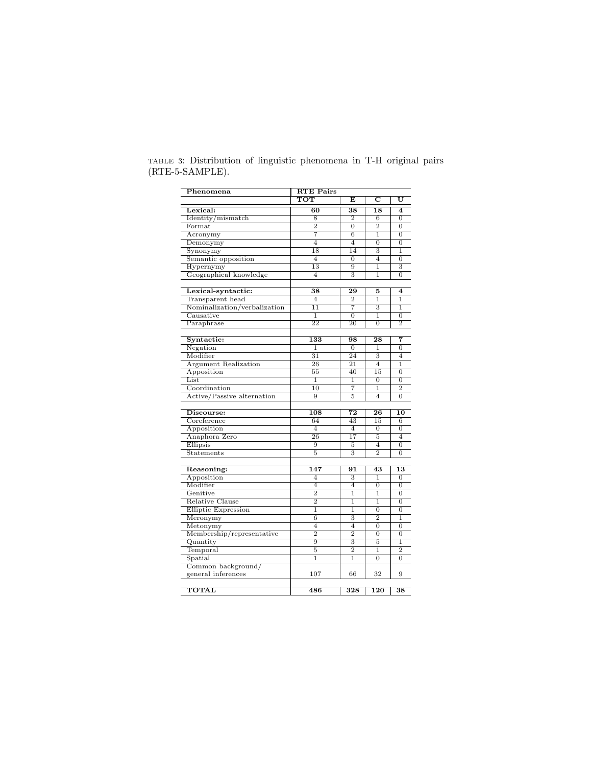TABLE 3: Distribution of linguistic phenomena in T-H original pairs (RTE-5-SAMPLE).

| Phenomena | RTE Pairs | | | |
|---|---|---|---|---|
| | **TOT** | **E** | **C** | **U** |
| **Lexical:** | **60** | **38** | **18** | **4** |
| Identity/mismatch | 8 | 2 | 6 | 0 |
| Format | 2 | 0 | 2 | 0 |
| Acronymy | 7 | 6 | 1 | 0 |
| Demonymy | 4 | 4 | 0 | 0 |
| Synonymy | 18 | 14 | 3 | 1 |
| Semantic opposition | 4 | 0 | 4 | 0 |
| Hypernymy | 13 | 9 | 1 | 3 |
| Geographical knowledge | 4 | 3 | 1 | 0 |
| | | | | |
| **Lexical-syntactic:** | **38** | **29** | **5** | **4** |
| Transparent head | 4 | 2 | 1 | 1 |
| Nominalization/verbalization | 11 | 7 | 3 | 1 |
| Causative | 1 | 0 | 1 | 0 |
| Paraphrase | 22 | 20 | 0 | 2 |
| | | | | |
| **Syntactic:** | **133** | **98** | **28** | **7** |
| Negation | 1 | 0 | 1 | 0 |
| Modifier | 31 | 24 | 3 | 4 |
| Argument Realization | 26 | 21 | 4 | 1 |
| Apposition | 55 | 40 | 15 | 0 |
| List | 1 | 1 | 0 | 0 |
| Coordination | 10 | 7 | 1 | 2 |
| Active/Passive alternation | 9 | 5 | 4 | 0 |
| | | | | |
| **Discourse:** | **108** | **72** | **26** | **10** |
| Coreference | 64 | 43 | 15 | 6 |
| Apposition | 4 | 4 | 0 | 0 |
| Anaphora Zero | 26 | 17 | 5 | 4 |
| Ellipsis | 9 | 5 | 4 | 0 |
| Statements | 5 | 3 | 2 | 0 |
| | | | | |
| **Reasoning:** | **147** | **91** | **43** | **13** |
| Apposition | 4 | 3 | 1 | 0 |
| Modifier | 4 | 4 | 0 | 0 |
| Genitive | 2 | 1 | 1 | 0 |
| Relative Clause | 2 | 1 | 1 | 0 |
| Elliptic Expression | 1 | 1 | 0 | 0 |
| Meronymy | 6 | 3 | 2 | 1 |
| Metonymy | 4 | 4 | 0 | 0 |
| Membership/representative | 2 | 2 | 0 | 0 |
| Quantity | 9 | 3 | 5 | 1 |
| Temporal | 5 | 2 | 1 | 2 |
| Spatial | 1 | 1 | 0 | 0 |
| Common background/ general inferences | 107 | 66 | 32 | 9 |
| | | | | |
| **TOTAL** | **486** | **328** | **120** | **38** |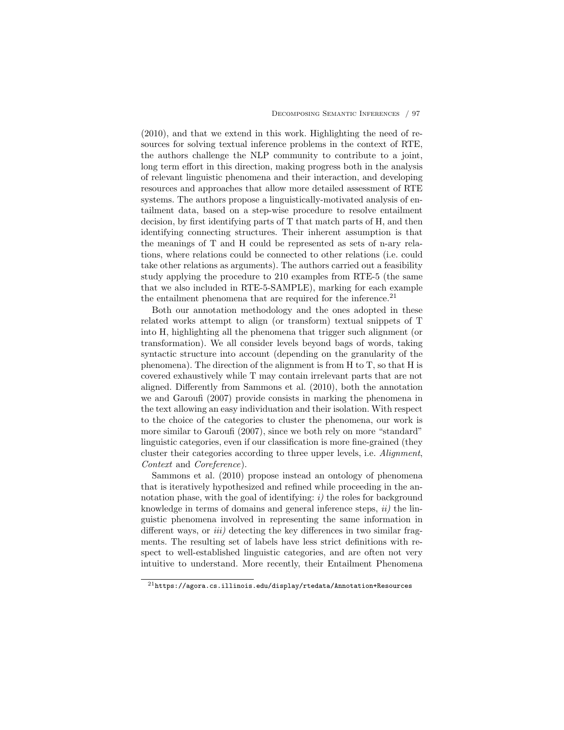(2010), and that we extend in this work. Highlighting the need of resources for solving textual inference problems in the context of RTE, the authors challenge the NLP community to contribute to a joint, long term effort in this direction, making progress both in the analysis of relevant linguistic phenomena and their interaction, and developing resources and approaches that allow more detailed assessment of RTE systems. The authors propose a linguistically-motivated analysis of entailment data, based on a step-wise procedure to resolve entailment decision, by first identifying parts of T that match parts of H, and then identifying connecting structures. Their inherent assumption is that the meanings of T and H could be represented as sets of n-ary relations, where relations could be connected to other relations (i.e. could take other relations as arguments). The authors carried out a feasibility study applying the procedure to 210 examples from RTE-5 (the same that we also included in RTE-5-SAMPLE), marking for each example the entailment phenomena that are required for the inference.[21]

Both our annotation methodology and the ones adopted in these related works attempt to align (or transform) textual snippets of T into H, highlighting all the phenomena that trigger such alignment (or transformation). We all consider levels beyond bags of words, taking syntactic structure into account (depending on the granularity of the phenomena). The direction of the alignment is from H to T, so that H is covered exhaustively while T may contain irrelevant parts that are not aligned. Differently from Sammons et al. (2010), both the annotation we and Garoufi (2007) provide consists in marking the phenomena in the text allowing an easy individuation and their isolation. With respect to the choice of the categories to cluster the phenomena, our work is more similar to Garoufi (2007), since we both rely on more "standard" linguistic categories, even if our classification is more fine-grained (they cluster their categories according to three upper levels, i.e. *Alignment*, *Context* and *Coreference*).

Sammons et al. (2010) propose instead an ontology of phenomena that is iteratively hypothesized and refined while proceeding in the annotation phase, with the goal of identifying: *i)* the roles for background knowledge in terms of domains and general inference steps, *ii)* the linguistic phenomena involved in representing the same information in different ways, or *iii)* detecting the key differences in two similar fragments. The resulting set of labels have less strict definitions with respect to well-established linguistic categories, and are often not very intuitive to understand. More recently, their Entailment Phenomena

[21] https://agora.cs.illinois.edu/display/rtedata/Annotation+Resources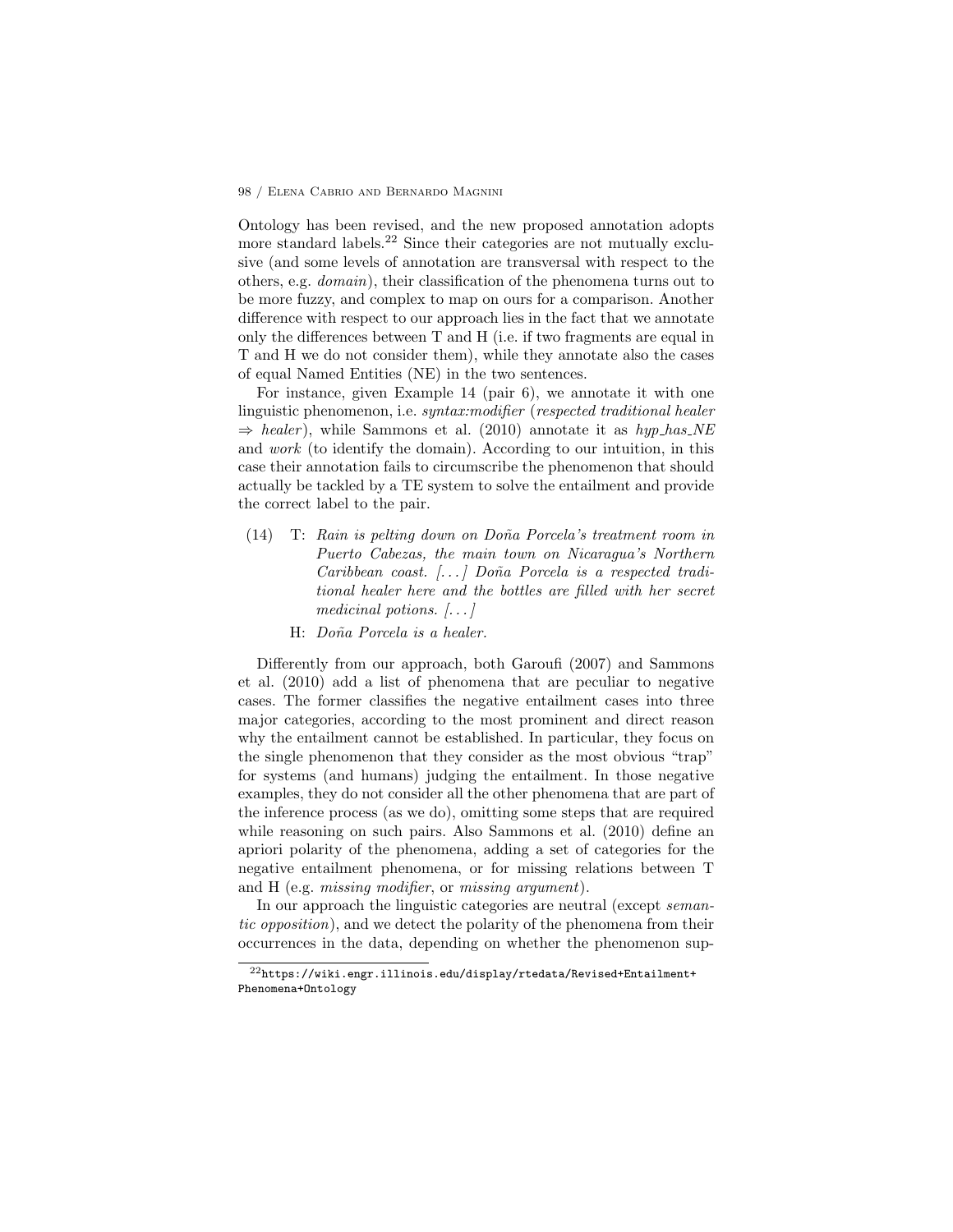Ontology has been revised, and the new proposed annotation adopts more standard labels.[22] Since their categories are not mutually exclusive (and some levels of annotation are transversal with respect to the others, e.g. *domain*), their classification of the phenomena turns out to be more fuzzy, and complex to map on ours for a comparison. Another difference with respect to our approach lies in the fact that we annotate only the differences between T and H (i.e. if two fragments are equal in T and H we do not consider them), while they annotate also the cases of equal Named Entities (NE) in the two sentences.

For instance, given Example 14 (pair 6), we annotate it with one linguistic phenomenon, i.e. *syntax:modifier* (*respected traditional healer* $\Rightarrow$ *healer*), while Sammons et al. (2010) annotate it as *hyp_has_NE* and *work* (to identify the domain). According to our intuition, in this case their annotation fails to circumscribe the phenomenon that should actually be tackled by a TE system to solve the entailment and provide the correct label to the pair.

(14) T: *Rain is pelting down on Doña Porcela's treatment room in Puerto Cabezas, the main town on Nicaragua's Northern Caribbean coast. [...] Doña Porcela is a respected traditional healer here and the bottles are filled with her secret medicinal potions. [...]*

H: *Doña Porcela is a healer.*

Differently from our approach, both Garoufi (2007) and Sammons et al. (2010) add a list of phenomena that are peculiar to negative cases. The former classifies the negative entailment cases into three major categories, according to the most prominent and direct reason why the entailment cannot be established. In particular, they focus on the single phenomenon that they consider as the most obvious "trap" for systems (and humans) judging the entailment. In those negative examples, they do not consider all the other phenomena that are part of the inference process (as we do), omitting some steps that are required while reasoning on such pairs. Also Sammons et al. (2010) define an apriori polarity of the phenomena, adding a set of categories for the negative entailment phenomena, or for missing relations between T and H (e.g. *missing modifier*, or *missing argument*).

In our approach the linguistic categories are neutral (except *semantic opposition*), and we detect the polarity of the phenomena from their occurrences in the data, depending on whether the phenomenon sup-

[22] https://wiki.engr.illinois.edu/display/rtedata/Revised+Entailment+Phenomena+Ontology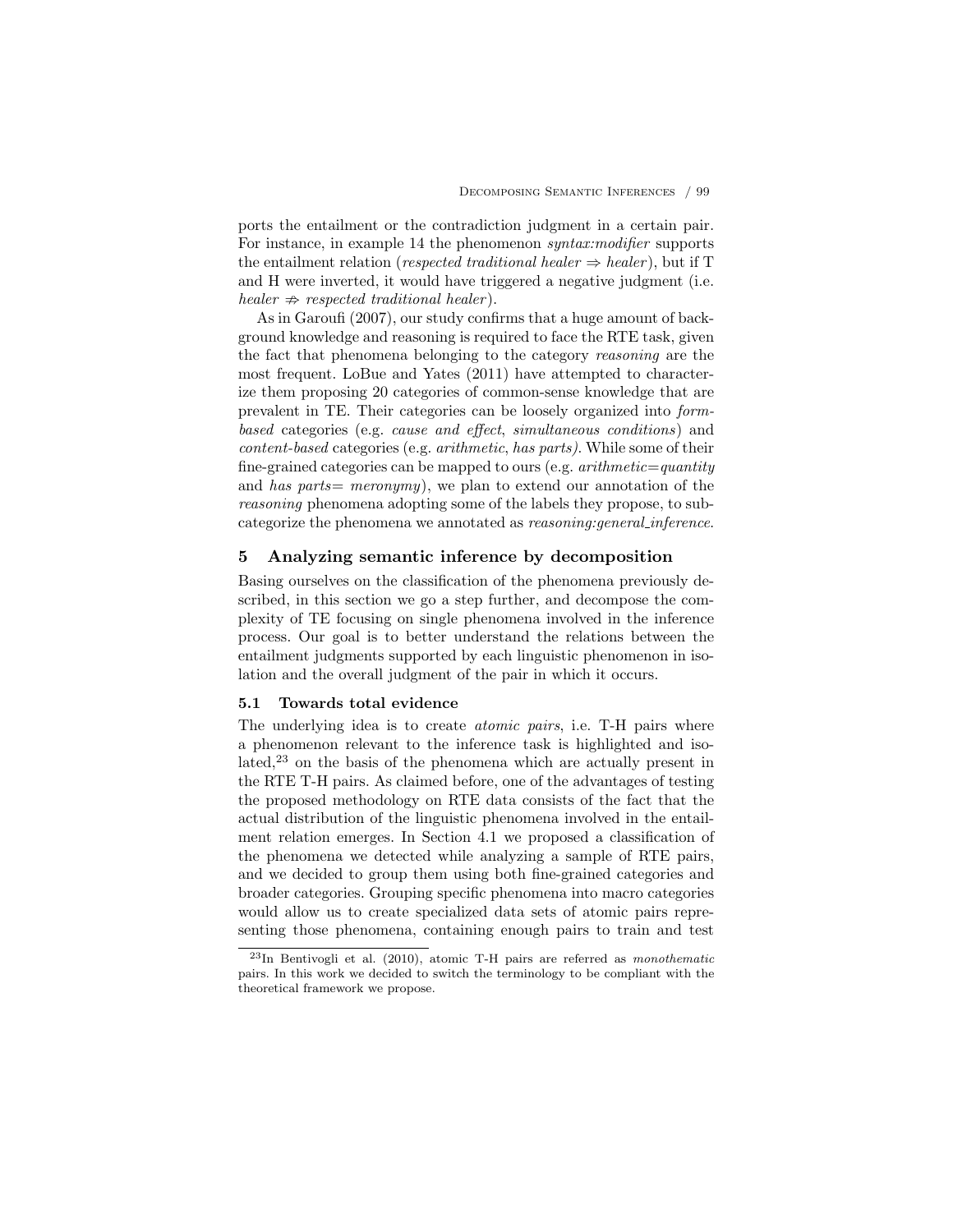ports the entailment or the contradiction judgment in a certain pair. For instance, in example 14 the phenomenon *syntax:modifier* supports the entailment relation (*respected traditional healer* ⇒ *healer*), but if T and H were inverted, it would have triggered a negative judgment (i.e. *healer* ⇏ *respected traditional healer*).

As in Garoufi (2007), our study confirms that a huge amount of background knowledge and reasoning is required to face the RTE task, given the fact that phenomena belonging to the category *reasoning* are the most frequent. LoBue and Yates (2011) have attempted to characterize them proposing 20 categories of common-sense knowledge that are prevalent in TE. Their categories can be loosely organized into *form-based* categories (e.g. *cause and effect*, *simultaneous conditions*) and *content-based* categories (e.g. *arithmetic*, *has parts)*. While some of their fine-grained categories can be mapped to ours (e.g. *arithmetic=quantity* and *has parts= meronymy*), we plan to extend our annotation of the *reasoning* phenomena adopting some of the labels they propose, to subcategorize the phenomena we annotated as *reasoning:general_inference*.

## 5 Analyzing semantic inference by decomposition

Basing ourselves on the classification of the phenomena previously described, in this section we go a step further, and decompose the complexity of TE focusing on single phenomena involved in the inference process. Our goal is to better understand the relations between the entailment judgments supported by each linguistic phenomenon in isolation and the overall judgment of the pair in which it occurs.

### 5.1 Towards total evidence

The underlying idea is to create *atomic pairs*, i.e. T-H pairs where a phenomenon relevant to the inference task is highlighted and isolated,[23] on the basis of the phenomena which are actually present in the RTE T-H pairs. As claimed before, one of the advantages of testing the proposed methodology on RTE data consists of the fact that the actual distribution of the linguistic phenomena involved in the entailment relation emerges. In Section 4.1 we proposed a classification of the phenomena we detected while analyzing a sample of RTE pairs, and we decided to group them using both fine-grained categories and broader categories. Grouping specific phenomena into macro categories would allow us to create specialized data sets of atomic pairs representing those phenomena, containing enough pairs to train and test

[23] In Bentivogli et al. (2010), atomic T-H pairs are referred as *monothematic* pairs. In this work we decided to switch the terminology to be compliant with the theoretical framework we propose.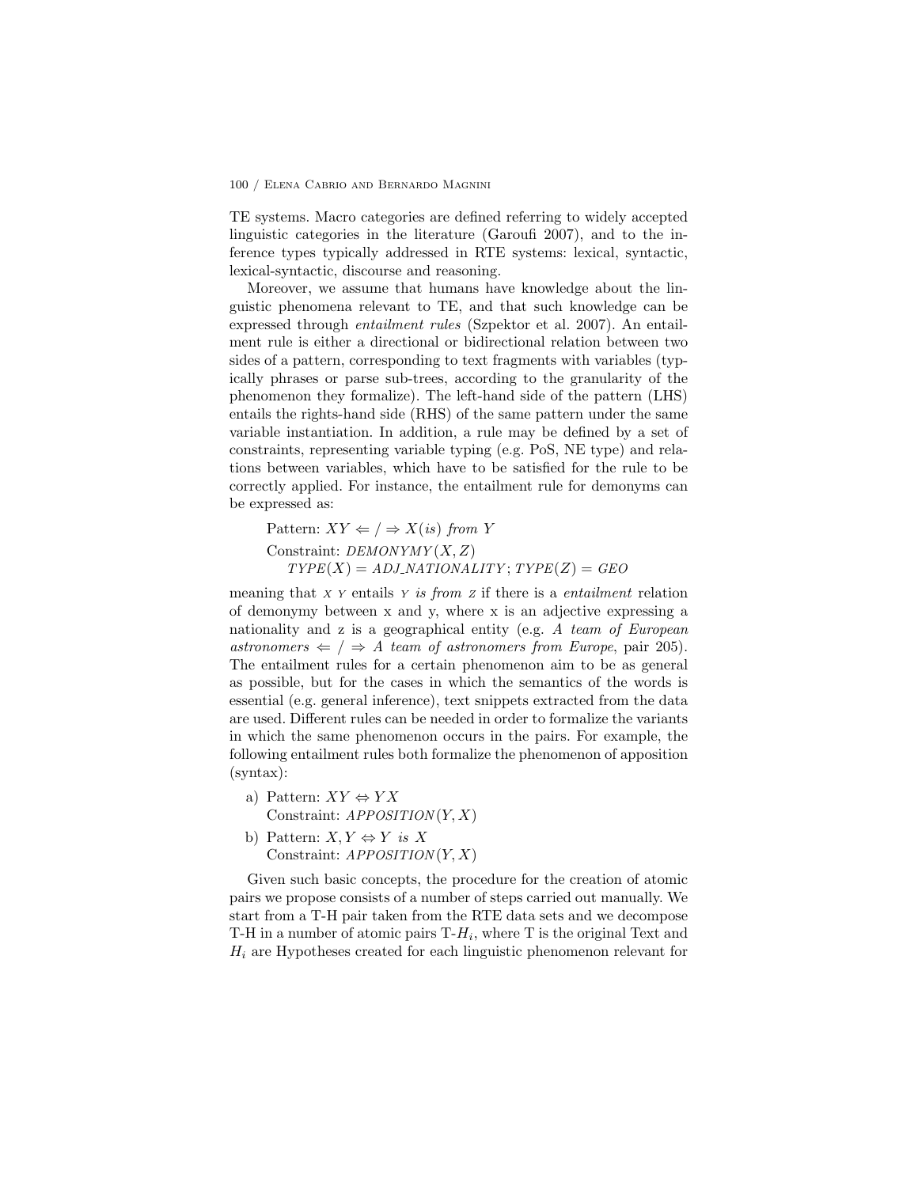TE systems. Macro categories are defined referring to widely accepted linguistic categories in the literature (Garoufi 2007), and to the inference types typically addressed in RTE systems: lexical, syntactic, lexical-syntactic, discourse and reasoning.

Moreover, we assume that humans have knowledge about the linguistic phenomena relevant to TE, and that such knowledge can be expressed through *entailment rules* (Szpektor et al. 2007). An entailment rule is either a directional or bidirectional relation between two sides of a pattern, corresponding to text fragments with variables (typically phrases or parse sub-trees, according to the granularity of the phenomenon they formalize). The left-hand side of the pattern (LHS) entails the rights-hand side (RHS) of the same pattern under the same variable instantiation. In addition, a rule may be defined by a set of constraints, representing variable typing (e.g. PoS, NE type) and relations between variables, which have to be satisfied for the rule to be correctly applied. For instance, the entailment rule for demonyms can be expressed as:

Pattern: $XY \Leftarrow / \Rightarrow X(is)$ *from* $Y$
Constraint: $DEMONYMY(X, Z)$
$TYPE(X) = ADJ\_NATIONALITY$; $TYPE(Z) = GEO$

meaning that X Y entails Y *is from* Z if there is a *entailment* relation of demonymy between x and y, where x is an adjective expressing a nationality and z is a geographical entity (e.g. *A team of European astronomers* $\Leftarrow / \Rightarrow$ *A team of astronomers from Europe*, pair 205). The entailment rules for a certain phenomenon aim to be as general as possible, but for the cases in which the semantics of the words is essential (e.g. general inference), text snippets extracted from the data are used. Different rules can be needed in order to formalize the variants in which the same phenomenon occurs in the pairs. For example, the following entailment rules both formalize the phenomenon of apposition (syntax):

a) Pattern: $XY \Leftrightarrow YX$
   Constraint: $APPOSITION(Y, X)$
b) Pattern: $X, Y \Leftrightarrow Y$ *is* $X$
   Constraint: $APPOSITION(Y, X)$

Given such basic concepts, the procedure for the creation of atomic pairs we propose consists of a number of steps carried out manually. We start from a T-H pair taken from the RTE data sets and we decompose T-H in a number of atomic pairs T-$H_i$, where T is the original Text and $H_i$ are Hypotheses created for each linguistic phenomenon relevant for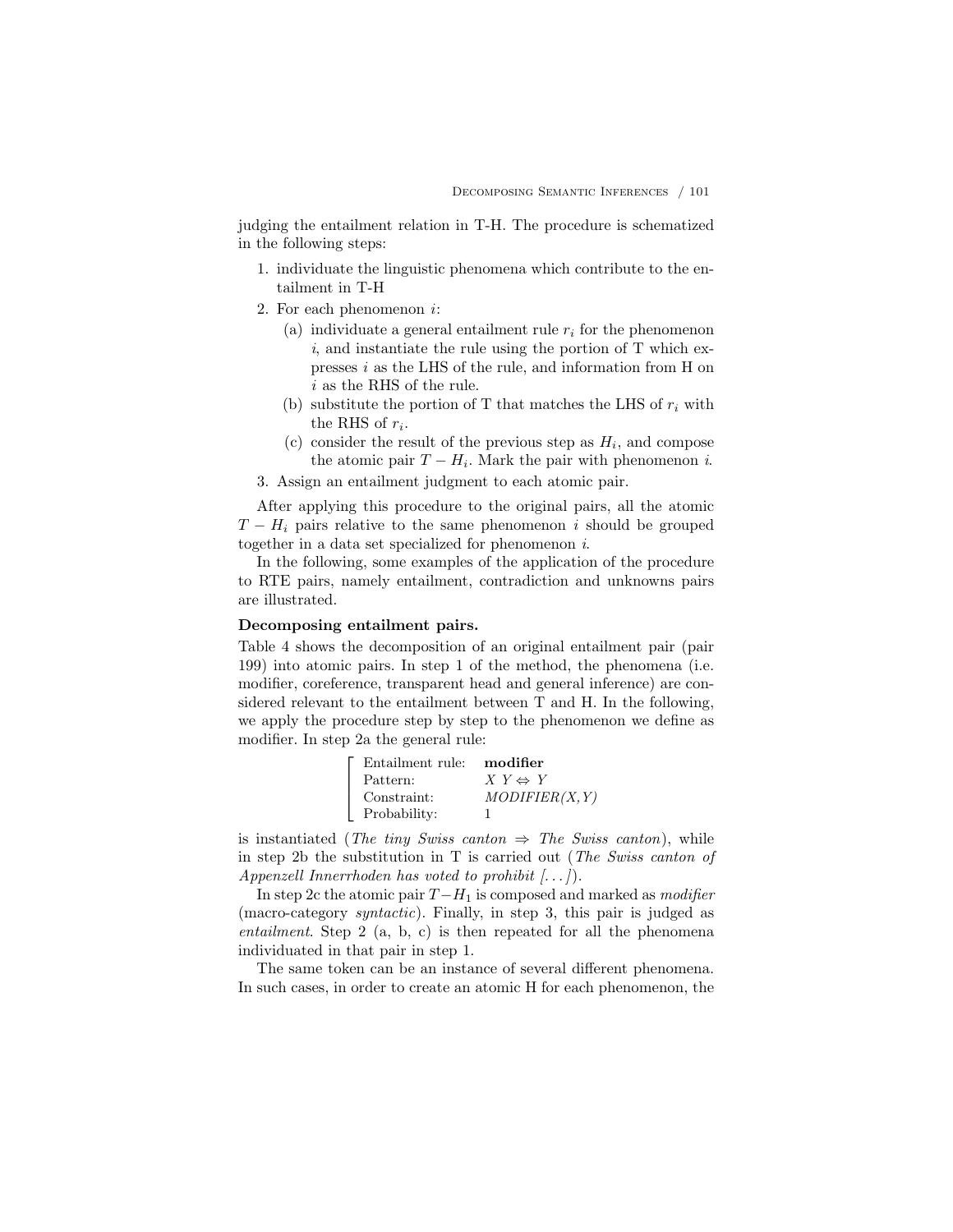judging the entailment relation in T-H. The procedure is schematized in the following steps:

1. individuate the linguistic phenomena which contribute to the entailment in T-H
2. For each phenomenon $i$:
   (a) individuate a general entailment rule $r_i$ for the phenomenon $i$, and instantiate the rule using the portion of T which expresses $i$ as the LHS of the rule, and information from H on $i$ as the RHS of the rule.
   (b) substitute the portion of T that matches the LHS of $r_i$ with the RHS of $r_i$.
   (c) consider the result of the previous step as $H_i$, and compose the atomic pair $T - H_i$. Mark the pair with phenomenon $i$.
3. Assign an entailment judgment to each atomic pair.

After applying this procedure to the original pairs, all the atomic $T - H_i$ pairs relative to the same phenomenon $i$ should be grouped together in a data set specialized for phenomenon $i$.

In the following, some examples of the application of the procedure to RTE pairs, namely entailment, contradiction and unknowns pairs are illustrated.

**Decomposing entailment pairs.**

Table 4 shows the decomposition of an original entailment pair (pair 199) into atomic pairs. In step 1 of the method, the phenomena (i.e. modifier, coreference, transparent head and general inference) are considered relevant to the entailment between T and H. In the following, we apply the procedure step by step to the phenomenon we define as modifier. In step 2a the general rule:

| | |
|---|---|
| Entailment rule: | **modifier** |
| Pattern: | $X\ Y \Leftrightarrow Y$ |
| Constraint: | *MODIFIER(X,Y)* |
| Probability: | 1 |

is instantiated (*The tiny Swiss canton* ⇒ *The Swiss canton*), while in step 2b the substitution in T is carried out (*The Swiss canton of Appenzell Innerrhoden has voted to prohibit [...]*).

In step 2c the atomic pair $T - H_1$ is composed and marked as *modifier* (macro-category *syntactic*). Finally, in step 3, this pair is judged as *entailment*. Step 2 (a, b, c) is then repeated for all the phenomena individuated in that pair in step 1.

The same token can be an instance of several different phenomena. In such cases, in order to create an atomic H for each phenomenon, the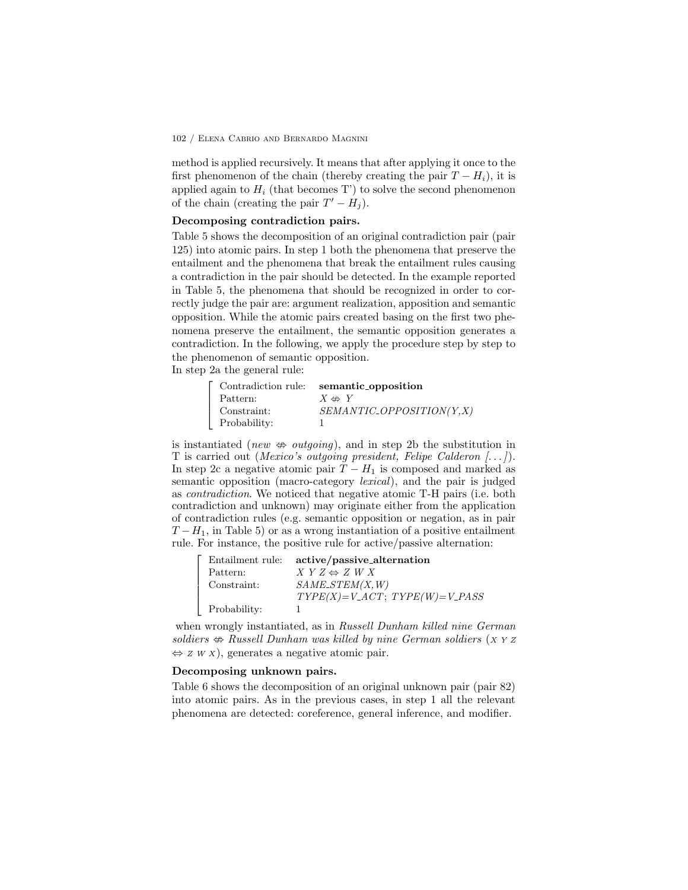method is applied recursively. It means that after applying it once to the first phenomenon of the chain (thereby creating the pair $T - H_i$), it is applied again to $H_i$ (that becomes T') to solve the second phenomenon of the chain (creating the pair $T' - H_j$).

**Decomposing contradiction pairs.**

Table 5 shows the decomposition of an original contradiction pair (pair 125) into atomic pairs. In step 1 both the phenomena that preserve the entailment and the phenomena that break the entailment rules causing a contradiction in the pair should be detected. In the example reported in Table 5, the phenomena that should be recognized in order to correctly judge the pair are: argument realization, apposition and semantic opposition. While the atomic pairs created basing on the first two phenomena preserve the entailment, the semantic opposition generates a contradiction. In the following, we apply the procedure step by step to the phenomenon of semantic opposition.

In step 2a the general rule:

| | |
|---|---|
| Contradiction rule: | **semantic_opposition** |
| Pattern: | $X \not\Leftrightarrow Y$ |
| Constraint: | *SEMANTIC_OPPOSITION(Y,X)* |
| Probability: | 1 |

is instantiated (*new* $\not\Leftrightarrow$ *outgoing*), and in step 2b the substitution in T is carried out (*Mexico's outgoing president, Felipe Calderon [...]*). In step 2c a negative atomic pair $T - H_1$ is composed and marked as semantic opposition (macro-category *lexical*), and the pair is judged as *contradiction*. We noticed that negative atomic T-H pairs (i.e. both contradiction and unknown) may originate either from the application of contradiction rules (e.g. semantic opposition or negation, as in pair $T - H_1$, in Table 5) or as a wrong instantiation of a positive entailment rule. For instance, the positive rule for active/passive alternation:

| | |
|---|---|
| Entailment rule: | **active/passive_alternation** |
| Pattern: | $X\ Y\ Z \Leftrightarrow Z\ W\ X$ |
| Constraint: | *SAME_STEM(X,W)* |
| | *TYPE(X)=V_ACT; TYPE(W)=V_PASS* |
| Probability: | 1 |

when wrongly instantiated, as in *Russell Dunham killed nine German soldiers* $\not\Leftrightarrow$ *Russell Dunham was killed by nine German soldiers* (X Y Z $\Leftrightarrow$ Z W X), generates a negative atomic pair.

**Decomposing unknown pairs.**

Table 6 shows the decomposition of an original unknown pair (pair 82) into atomic pairs. As in the previous cases, in step 1 all the relevant phenomena are detected: coreference, general inference, and modifier.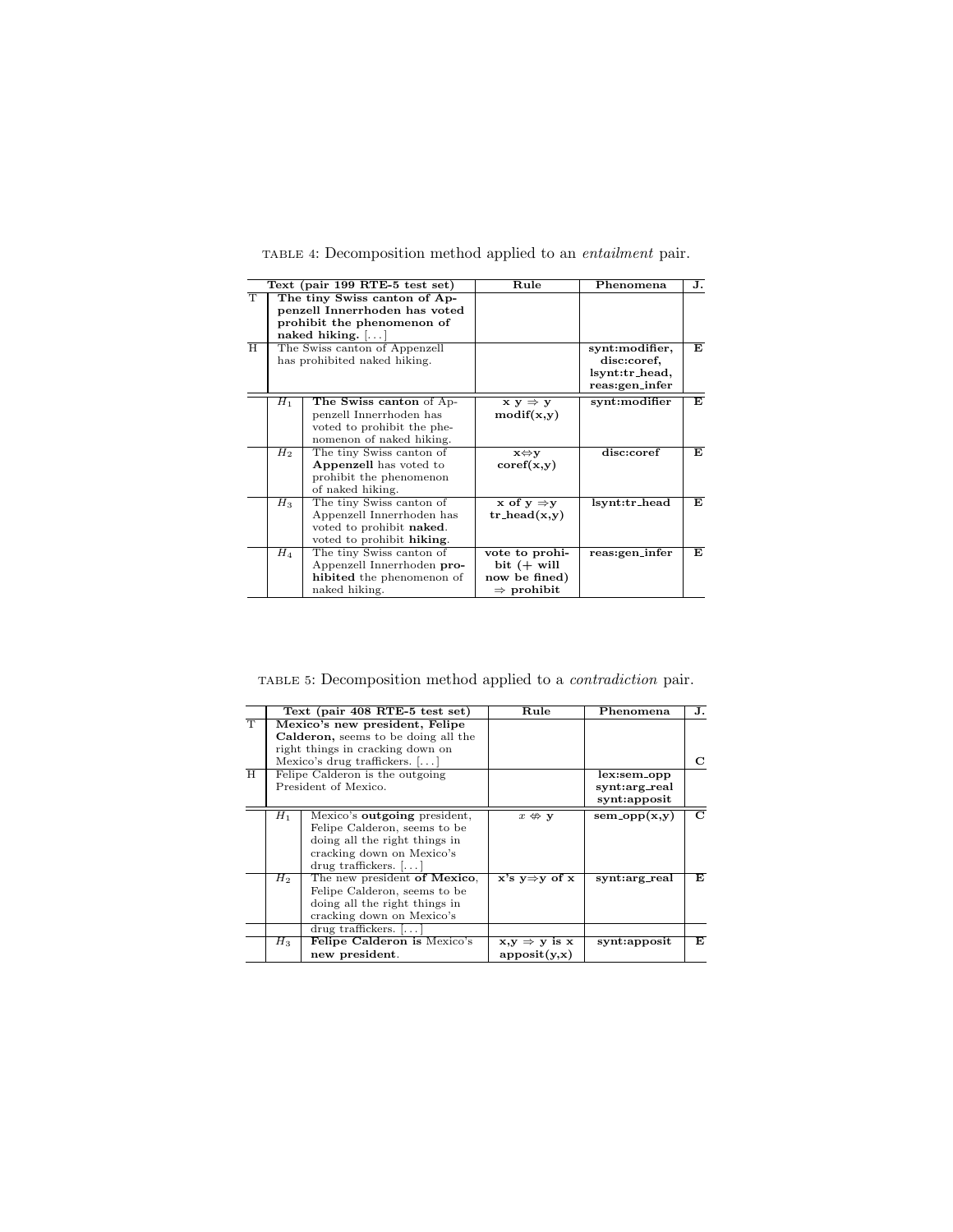TABLE 4: Decomposition method applied to an *entailment* pair.

| | | Text (pair 199 RTE-5 test set) | Rule | Phenomena | J. |
|---|---|---|---|---|---|
| T | | **The tiny Swiss canton of Appenzell Innerrhoden has voted prohibit the phenomenon of naked hiking.** [...] | | | |
| H | | The Swiss canton of Appenzell has prohibited naked hiking. | | **synt:modifier, disc:coref, lsynt:tr_head, reas:gen_infer** | **E** |
| | $H_1$ | **The Swiss canton** of Appenzell Innerrhoden has voted to prohibit the phenomenon of naked hiking. | **x y ⇒ y modif(x,y)** | **synt:modifier** | **E** |
| | $H_2$ | The tiny Swiss canton of **Appenzell** has voted to prohibit the phenomenon of naked hiking. | **x⇔y coref(x,y)** | **disc:coref** | **E** |
| | $H_3$ | The tiny Swiss canton of Appenzell Innerrhoden has voted to prohibit **naked**. voted to prohibit **hiking**. | **x of y ⇒y tr_head(x,y)** | **lsynt:tr_head** | **E** |
| | $H_4$ | The tiny Swiss canton of Appenzell Innerrhoden **prohibited** the phenomenon of naked hiking. | **vote to prohibit (+ will now be fined) ⇒ prohibit** | **reas:gen_infer** | **E** |

TABLE 5: Decomposition method applied to a *contradiction* pair.

| | | Text (pair 408 RTE-5 test set) | Rule | Phenomena | J. |
|---|---|---|---|---|---|
| T | | **Mexico's new president, Felipe Calderon,** seems to be doing all the right things in cracking down on Mexico's drug traffickers. [...] | | | **C** |
| H | | Felipe Calderon is the outgoing President of Mexico. | | **lex:sem_opp synt:arg_real synt:apposit** | |
| | $H_1$ | Mexico's **outgoing** president, Felipe Calderon, seems to be doing all the right things in cracking down on Mexico's drug traffickers. [...] | $x \nLeftrightarrow$ **y** | **sem_opp(x,y)** | **C** |
| | $H_2$ | The new president **of Mexico**, Felipe Calderon, seems to be doing all the right things in cracking down on Mexico's drug traffickers. [...] | **x's y⇒y of x** | **synt:arg_real** | **E** |
| | $H_3$ | **Felipe Calderon is** Mexico's **new president**. | **x,y ⇒ y is x apposit(y,x)** | **synt:apposit** | **E** |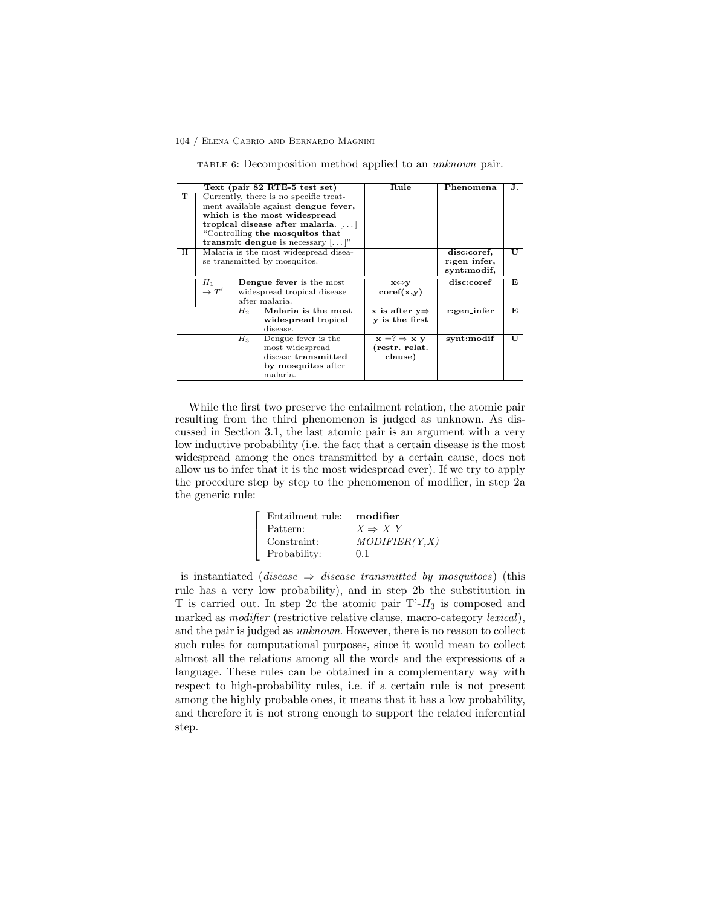TABLE 6: Decomposition method applied to an *unknown* pair.

| | Text (pair 82 RTE-5 test set) | | Rule | Phenomena | J. |
|---|---|---|---|---|---|
| T | Currently, there is no specific treatment available against **dengue fever, which is the most widespread tropical disease after malaria.** [...] "Controlling **the mosquitos that transmit dengue** is necessary [...]" | | | | |
| H | Malaria is the most widespread disease transmitted by mosquitos. | | | **disc:coref, r:gen_infer, synt:modif,** | **U** |
| $H_1$ $\rightarrow T'$ | **Dengue fever** is the most widespread tropical disease after malaria. | | **x⇔y coref(x,y)** | **disc:coref** | **E** |
| | $H_2$ | **Malaria is the most widespread** tropical disease. | **x is after y⇒ y is the first** | **r:gen_infer** | **E** |
| | $H_3$ | Dengue fever is the most widespread disease **transmitted by mosquitos** after malaria. | **x =? ⇒ x y (restr. relat. clause)** | **synt:modif** | **U** |

While the first two preserve the entailment relation, the atomic pair resulting from the third phenomenon is judged as unknown. As discussed in Section 3.1, the last atomic pair is an argument with a very low inductive probability (i.e. the fact that a certain disease is the most widespread among the ones transmitted by a certain cause, does not allow us to infer that it is the most widespread ever). If we try to apply the procedure step by step to the phenomenon of modifier, in step 2a the generic rule:

| | |
|---|---|
| Entailment rule: | **modifier** |
| Pattern: | $X \Rightarrow X\ Y$ |
| Constraint: | *MODIFIER(Y,X)* |
| Probability: | 0.1 |

is instantiated (*disease* ⇒ *disease transmitted by mosquitoes*) (this rule has a very low probability), and in step 2b the substitution in T is carried out. In step 2c the atomic pair T'-$H_3$ is composed and marked as *modifier* (restrictive relative clause, macro-category *lexical*), and the pair is judged as *unknown*. However, there is no reason to collect such rules for computational purposes, since it would mean to collect almost all the relations among all the words and the expressions of a language. These rules can be obtained in a complementary way with respect to high-probability rules, i.e. if a certain rule is not present among the highly probable ones, it means that it has a low probability, and therefore it is not strong enough to support the related inferential step.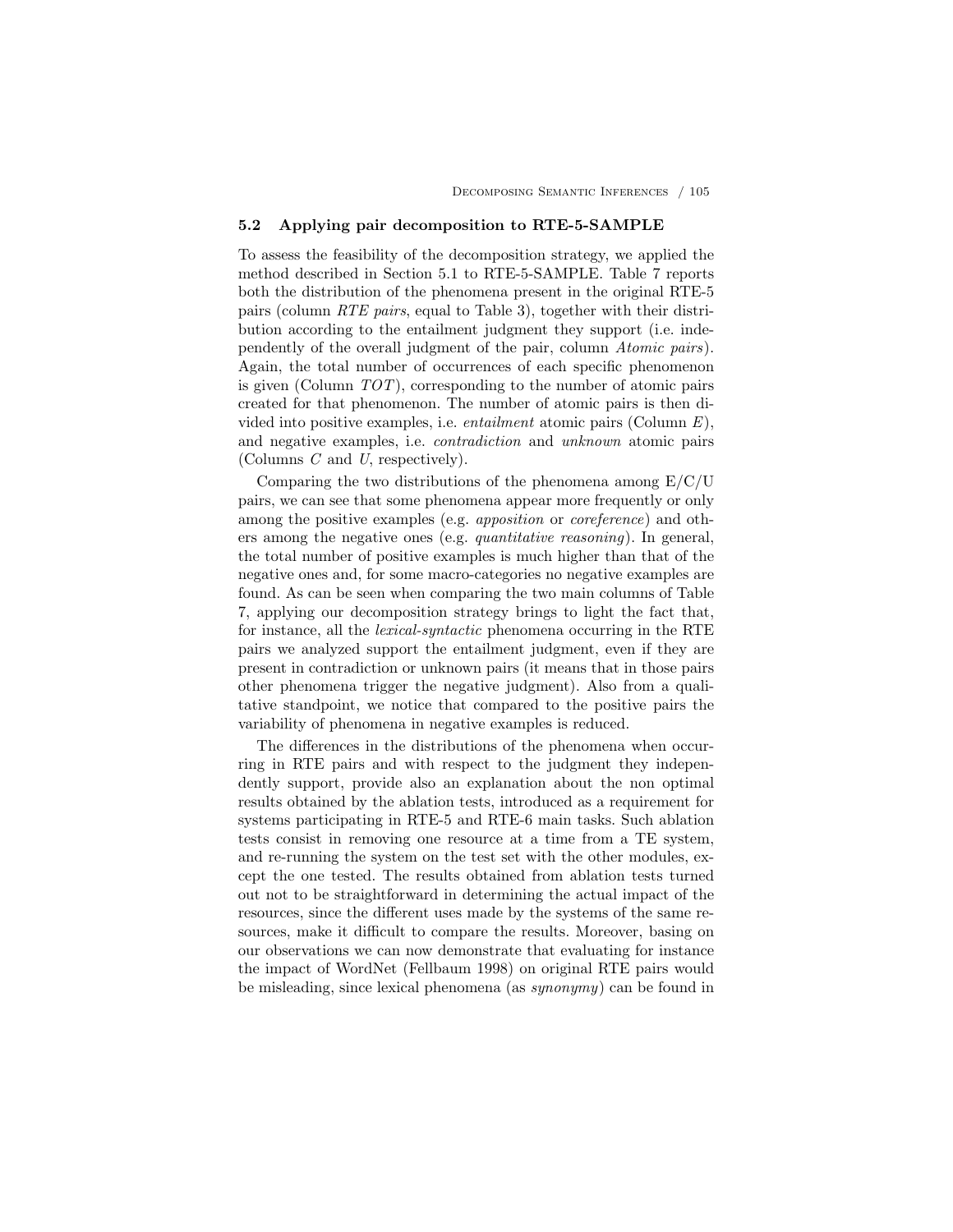### 5.2 Applying pair decomposition to RTE-5-SAMPLE

To assess the feasibility of the decomposition strategy, we applied the method described in Section 5.1 to RTE-5-SAMPLE. Table 7 reports both the distribution of the phenomena present in the original RTE-5 pairs (column *RTE pairs*, equal to Table 3), together with their distribution according to the entailment judgment they support (i.e. independently of the overall judgment of the pair, column *Atomic pairs*). Again, the total number of occurrences of each specific phenomenon is given (Column *TOT*), corresponding to the number of atomic pairs created for that phenomenon. The number of atomic pairs is then divided into positive examples, i.e. *entailment* atomic pairs (Column *E*), and negative examples, i.e. *contradiction* and *unknown* atomic pairs (Columns *C* and *U*, respectively).

Comparing the two distributions of the phenomena among E/C/U pairs, we can see that some phenomena appear more frequently or only among the positive examples (e.g. *apposition* or *coreference*) and others among the negative ones (e.g. *quantitative reasoning*). In general, the total number of positive examples is much higher than that of the negative ones and, for some macro-categories no negative examples are found. As can be seen when comparing the two main columns of Table 7, applying our decomposition strategy brings to light the fact that, for instance, all the *lexical-syntactic* phenomena occurring in the RTE pairs we analyzed support the entailment judgment, even if they are present in contradiction or unknown pairs (it means that in those pairs other phenomena trigger the negative judgment). Also from a qualitative standpoint, we notice that compared to the positive pairs the variability of phenomena in negative examples is reduced.

The differences in the distributions of the phenomena when occurring in RTE pairs and with respect to the judgment they independently support, provide also an explanation about the non optimal results obtained by the ablation tests, introduced as a requirement for systems participating in RTE-5 and RTE-6 main tasks. Such ablation tests consist in removing one resource at a time from a TE system, and re-running the system on the test set with the other modules, except the one tested. The results obtained from ablation tests turned out not to be straightforward in determining the actual impact of the resources, since the different uses made by the systems of the same resources, make it difficult to compare the results. Moreover, basing on our observations we can now demonstrate that evaluating for instance the impact of WordNet (Fellbaum 1998) on original RTE pairs would be misleading, since lexical phenomena (as *synonymy*) can be found in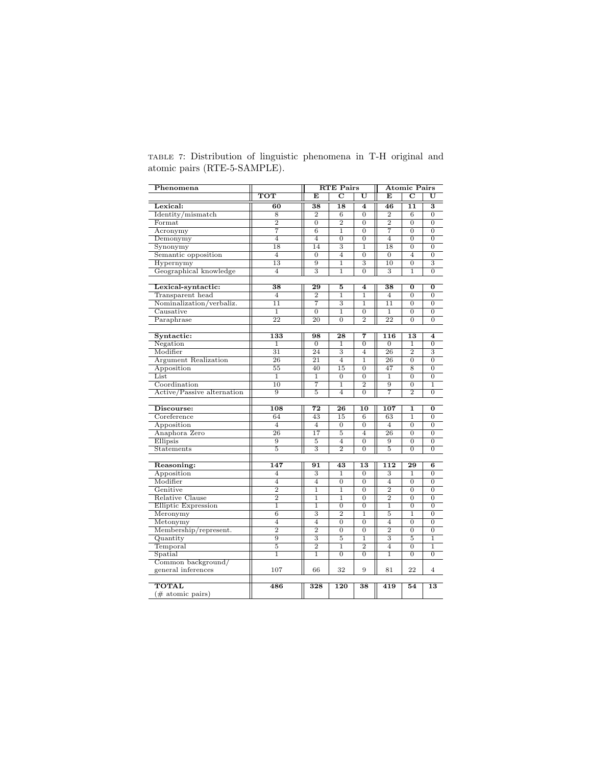TABLE 7: Distribution of linguistic phenomena in T-H original and atomic pairs (RTE-5-SAMPLE).

| Phenomena | | RTE Pairs | | | Atomic Pairs | | |
|---|---|---|---|---|---|---|---|
| | **TOT** | **E** | **C** | **U** | **E** | **C** | **U** |
| **Lexical:** | **60** | **38** | **18** | **4** | **46** | **11** | **3** |
| Identity/mismatch | 8 | 2 | 6 | 0 | 2 | 6 | 0 |
| Format | 2 | 0 | 2 | 0 | 2 | 0 | 0 |
| Acronymy | 7 | 6 | 1 | 0 | 7 | 0 | 0 |
| Demonymy | 4 | 4 | 0 | 0 | 4 | 0 | 0 |
| Synonymy | 18 | 14 | 3 | 1 | 18 | 0 | 0 |
| Semantic opposition | 4 | 0 | 4 | 0 | 0 | 4 | 0 |
| Hypernymy | 13 | 9 | 1 | 3 | 10 | 0 | 3 |
| Geographical knowledge | 4 | 3 | 1 | 0 | 3 | 1 | 0 |
| **Lexical-syntactic:** | **38** | **29** | **5** | **4** | **38** | **0** | **0** |
| Transparent head | 4 | 2 | 1 | 1 | 4 | 0 | 0 |
| Nominalization/verbaliz. | 11 | 7 | 3 | 1 | 11 | 0 | 0 |
| Causative | 1 | 0 | 1 | 0 | 1 | 0 | 0 |
| Paraphrase | 22 | 20 | 0 | 2 | 22 | 0 | 0 |
| **Syntactic:** | **133** | **98** | **28** | **7** | **116** | **13** | **4** |
| Negation | 1 | 0 | 1 | 0 | 0 | 1 | 0 |
| Modifier | 31 | 24 | 3 | 4 | 26 | 2 | 3 |
| Argument Realization | 26 | 21 | 4 | 1 | 26 | 0 | 0 |
| Apposition | 55 | 40 | 15 | 0 | 47 | 8 | 0 |
| List | 1 | 1 | 0 | 0 | 1 | 0 | 0 |
| Coordination | 10 | 7 | 1 | 2 | 9 | 0 | 1 |
| Active/Passive alternation | 9 | 5 | 4 | 0 | 7 | 2 | 0 |
| **Discourse:** | **108** | **72** | **26** | **10** | **107** | **1** | **0** |
| Coreference | 64 | 43 | 15 | 6 | 63 | 1 | 0 |
| Apposition | 4 | 4 | 0 | 0 | 4 | 0 | 0 |
| Anaphora Zero | 26 | 17 | 5 | 4 | 26 | 0 | 0 |
| Ellipsis | 9 | 5 | 4 | 0 | 9 | 0 | 0 |
| Statements | 5 | 3 | 2 | 0 | 5 | 0 | 0 |
| **Reasoning:** | **147** | **91** | **43** | **13** | **112** | **29** | **6** |
| Apposition | 4 | 3 | 1 | 0 | 3 | 1 | 0 |
| Modifier | 4 | 4 | 0 | 0 | 4 | 0 | 0 |
| Genitive | 2 | 1 | 1 | 0 | 2 | 0 | 0 |
| Relative Clause | 2 | 1 | 1 | 0 | 2 | 0 | 0 |
| Elliptic Expression | 1 | 1 | 0 | 0 | 1 | 0 | 0 |
| Meronymy | 6 | 3 | 2 | 1 | 5 | 1 | 0 |
| Metonymy | 4 | 4 | 0 | 0 | 4 | 0 | 0 |
| Membership/represent. | 2 | 2 | 0 | 0 | 2 | 0 | 0 |
| Quantity | 9 | 3 | 5 | 1 | 3 | 5 | 1 |
| Temporal | 5 | 2 | 1 | 2 | 4 | 0 | 1 |
| Spatial | 1 | 1 | 0 | 0 | 1 | 0 | 0 |
| Common background/ general inferences | 107 | 66 | 32 | 9 | 81 | 22 | 4 |
| **TOTAL** (# atomic pairs) | **486** | **328** | **120** | **38** | **419** | **54** | **13** |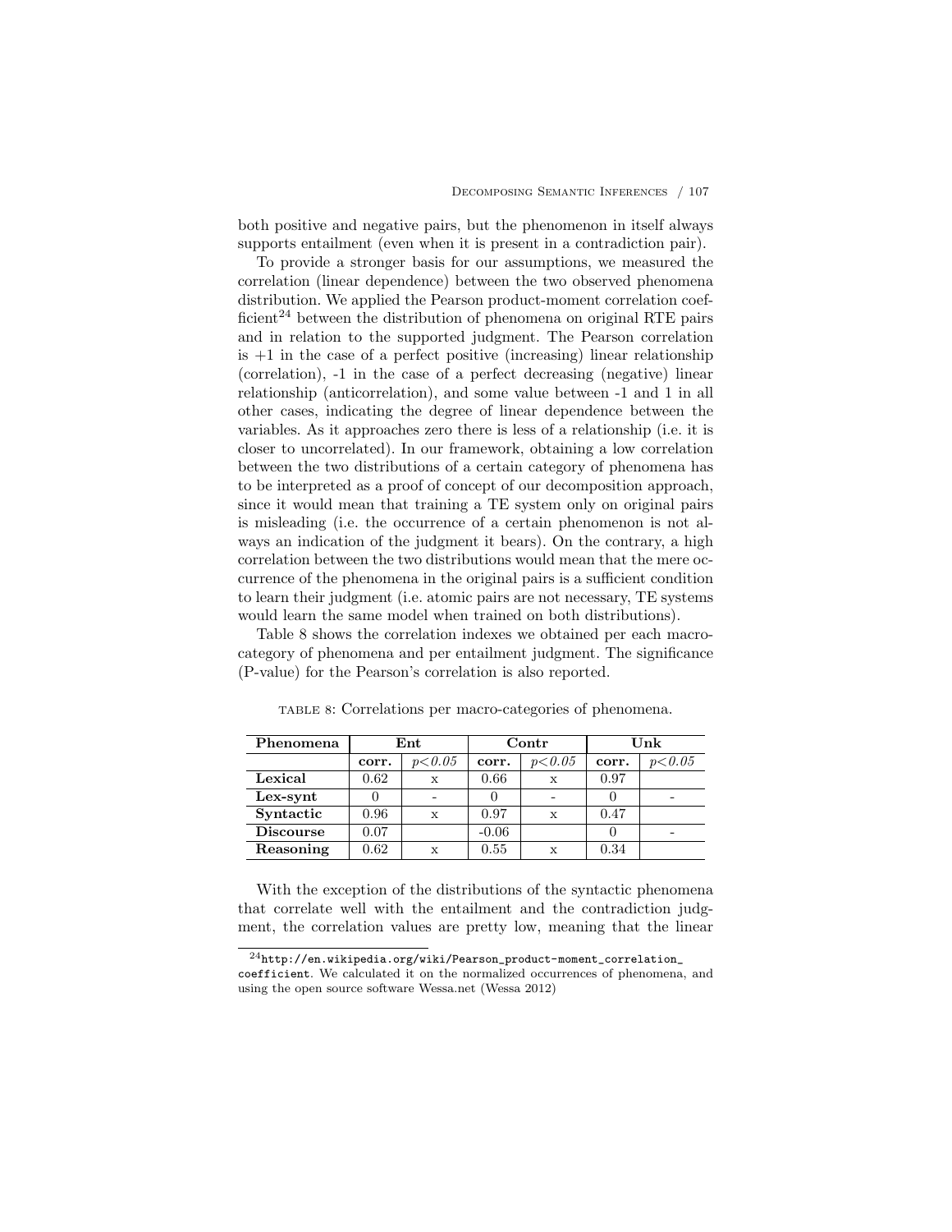both positive and negative pairs, but the phenomenon in itself always supports entailment (even when it is present in a contradiction pair).

To provide a stronger basis for our assumptions, we measured the correlation (linear dependence) between the two observed phenomena distribution. We applied the Pearson product-moment correlation coefficient[24] between the distribution of phenomena on original RTE pairs and in relation to the supported judgment. The Pearson correlation is +1 in the case of a perfect positive (increasing) linear relationship (correlation), -1 in the case of a perfect decreasing (negative) linear relationship (anticorrelation), and some value between -1 and 1 in all other cases, indicating the degree of linear dependence between the variables. As it approaches zero there is less of a relationship (i.e. it is closer to uncorrelated). In our framework, obtaining a low correlation between the two distributions of a certain category of phenomena has to be interpreted as a proof of concept of our decomposition approach, since it would mean that training a TE system only on original pairs is misleading (i.e. the occurrence of a certain phenomenon is not always an indication of the judgment it bears). On the contrary, a high correlation between the two distributions would mean that the mere occurrence of the phenomena in the original pairs is a sufficient condition to learn their judgment (i.e. atomic pairs are not necessary, TE systems would learn the same model when trained on both distributions).

Table 8 shows the correlation indexes we obtained per each macro-category of phenomena and per entailment judgment. The significance (P-value) for the Pearson's correlation is also reported.

TABLE 8: Correlations per macro-categories of phenomena.

| Phenomena | Ent | | Contr | | Unk | |
|---|---|---|---|---|---|---|
| | corr. | $p<0.05$ | corr. | $p<0.05$ | corr. | $p<0.05$ |
| **Lexical** | 0.62 | x | 0.66 | x | 0.97 | |
| **Lex-synt** | 0 | - | 0 | - | 0 | - |
| **Syntactic** | 0.96 | x | 0.97 | x | 0.47 | |
| **Discourse** | 0.07 | | -0.06 | | 0 | - |
| **Reasoning** | 0.62 | x | 0.55 | x | 0.34 | |

With the exception of the distributions of the syntactic phenomena that correlate well with the entailment and the contradiction judgment, the correlation values are pretty low, meaning that the linear

[24] `http://en.wikipedia.org/wiki/Pearson_product-moment_correlation_coefficient`. We calculated it on the normalized occurrences of phenomena, and using the open source software Wessa.net (Wessa 2012)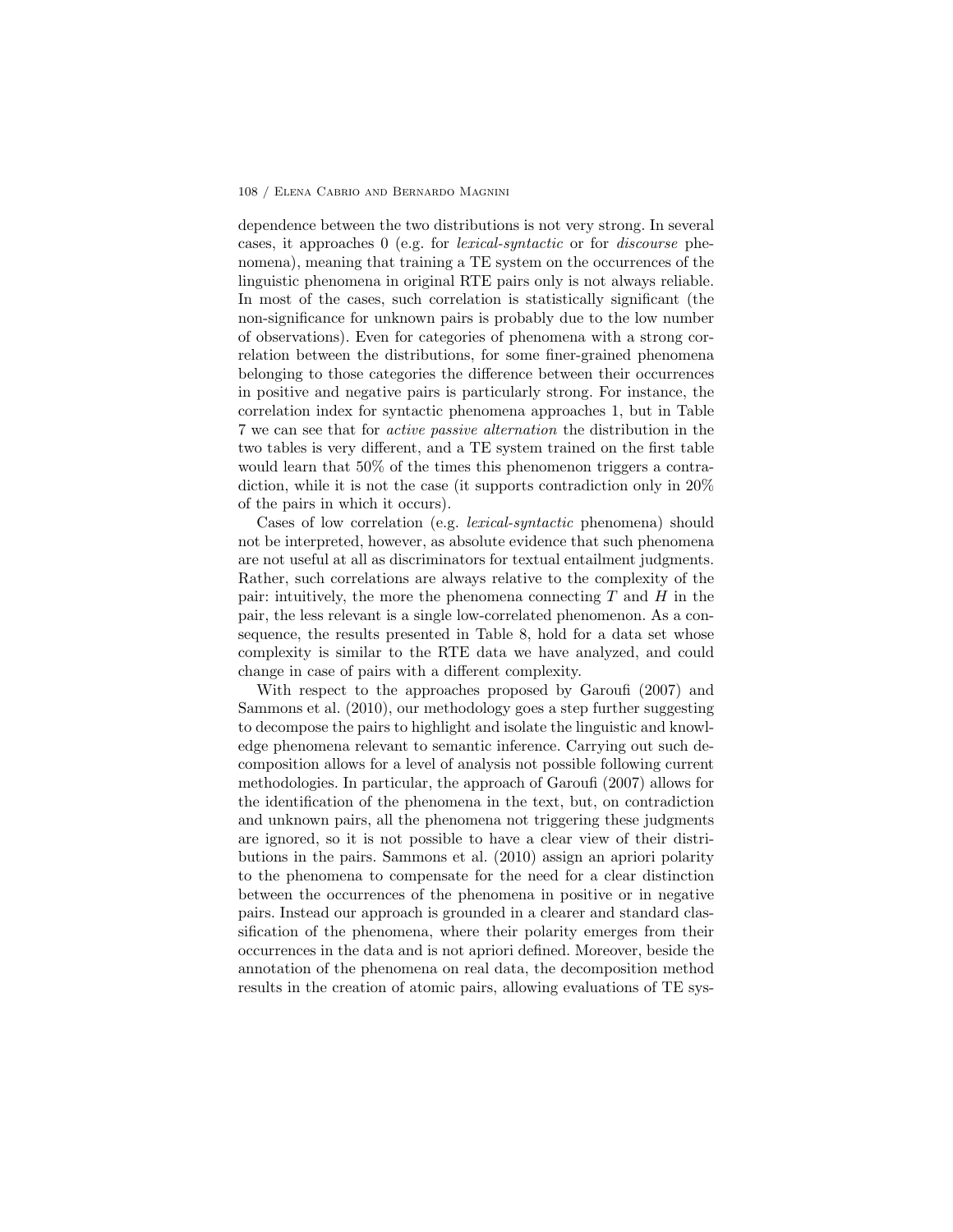dependence between the two distributions is not very strong. In several cases, it approaches 0 (e.g. for *lexical-syntactic* or for *discourse* phenomena), meaning that training a TE system on the occurrences of the linguistic phenomena in original RTE pairs only is not always reliable. In most of the cases, such correlation is statistically significant (the non-significance for unknown pairs is probably due to the low number of observations). Even for categories of phenomena with a strong correlation between the distributions, for some finer-grained phenomena belonging to those categories the difference between their occurrences in positive and negative pairs is particularly strong. For instance, the correlation index for syntactic phenomena approaches 1, but in Table 7 we can see that for *active passive alternation* the distribution in the two tables is very different, and a TE system trained on the first table would learn that 50% of the times this phenomenon triggers a contradiction, while it is not the case (it supports contradiction only in 20% of the pairs in which it occurs).

Cases of low correlation (e.g. *lexical-syntactic* phenomena) should not be interpreted, however, as absolute evidence that such phenomena are not useful at all as discriminators for textual entailment judgments. Rather, such correlations are always relative to the complexity of the pair: intuitively, the more the phenomena connecting $T$ and $H$ in the pair, the less relevant is a single low-correlated phenomenon. As a consequence, the results presented in Table 8, hold for a data set whose complexity is similar to the RTE data we have analyzed, and could change in case of pairs with a different complexity.

With respect to the approaches proposed by Garoufi (2007) and Sammons et al. (2010), our methodology goes a step further suggesting to decompose the pairs to highlight and isolate the linguistic and knowledge phenomena relevant to semantic inference. Carrying out such decomposition allows for a level of analysis not possible following current methodologies. In particular, the approach of Garoufi (2007) allows for the identification of the phenomena in the text, but, on contradiction and unknown pairs, all the phenomena not triggering these judgments are ignored, so it is not possible to have a clear view of their distributions in the pairs. Sammons et al. (2010) assign an apriori polarity to the phenomena to compensate for the need for a clear distinction between the occurrences of the phenomena in positive or in negative pairs. Instead our approach is grounded in a clearer and standard classification of the phenomena, where their polarity emerges from their occurrences in the data and is not apriori defined. Moreover, beside the annotation of the phenomena on real data, the decomposition method results in the creation of atomic pairs, allowing evaluations of TE sys-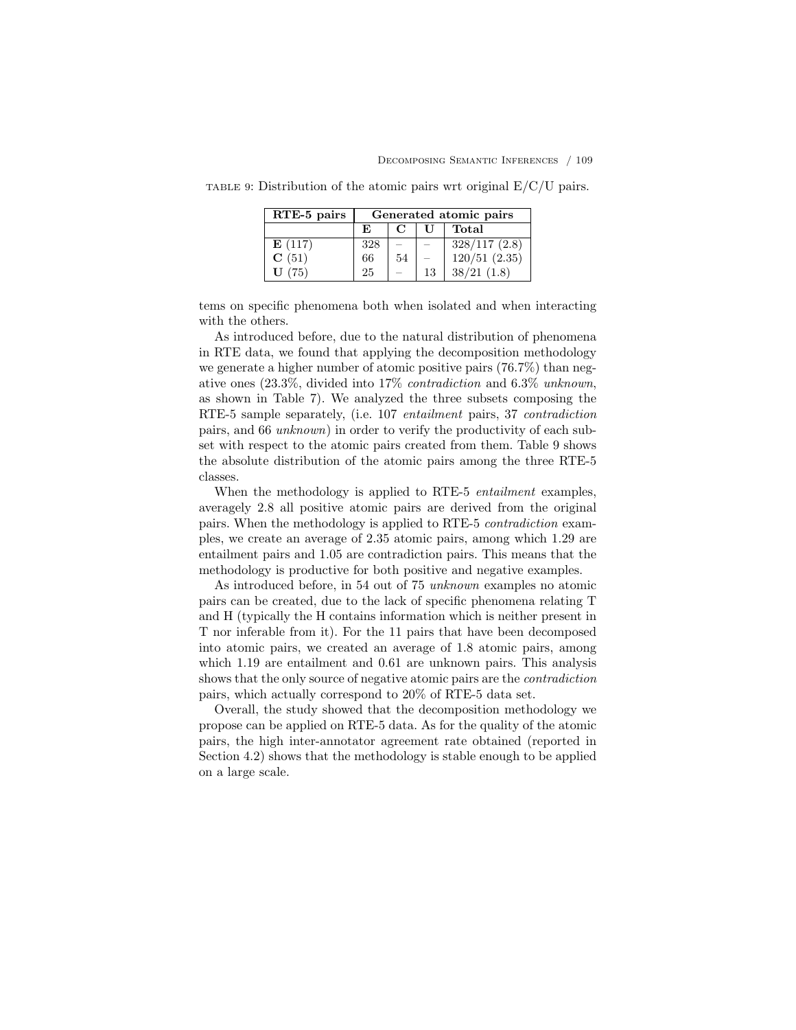TABLE 9: Distribution of the atomic pairs wrt original E/C/U pairs.

| RTE-5 pairs | Generated atomic pairs | | | |
|---|---|---|---|---|
| | **E** | **C** | **U** | **Total** |
| **E** (117) | 328 | – | – | 328/117 (2.8) |
| **C** (51) | 66 | 54 | – | 120/51 (2.35) |
| **U** (75) | 25 | – | 13 | 38/21 (1.8) |

tems on specific phenomena both when isolated and when interacting with the others.

As introduced before, due to the natural distribution of phenomena in RTE data, we found that applying the decomposition methodology we generate a higher number of atomic positive pairs (76.7%) than negative ones (23.3%, divided into 17% *contradiction* and 6.3% *unknown*, as shown in Table 7). We analyzed the three subsets composing the RTE-5 sample separately, (i.e. 107 *entailment* pairs, 37 *contradiction* pairs, and 66 *unknown*) in order to verify the productivity of each subset with respect to the atomic pairs created from them. Table 9 shows the absolute distribution of the atomic pairs among the three RTE-5 classes.

When the methodology is applied to RTE-5 *entailment* examples, averagely 2.8 all positive atomic pairs are derived from the original pairs. When the methodology is applied to RTE-5 *contradiction* examples, we create an average of 2.35 atomic pairs, among which 1.29 are entailment pairs and 1.05 are contradiction pairs. This means that the methodology is productive for both positive and negative examples.

As introduced before, in 54 out of 75 *unknown* examples no atomic pairs can be created, due to the lack of specific phenomena relating T and H (typically the H contains information which is neither present in T nor inferable from it). For the 11 pairs that have been decomposed into atomic pairs, we created an average of 1.8 atomic pairs, among which 1.19 are entailment and 0.61 are unknown pairs. This analysis shows that the only source of negative atomic pairs are the *contradiction* pairs, which actually correspond to 20% of RTE-5 data set.

Overall, the study showed that the decomposition methodology we propose can be applied on RTE-5 data. As for the quality of the atomic pairs, the high inter-annotator agreement rate obtained (reported in Section 4.2) shows that the methodology is stable enough to be applied on a large scale.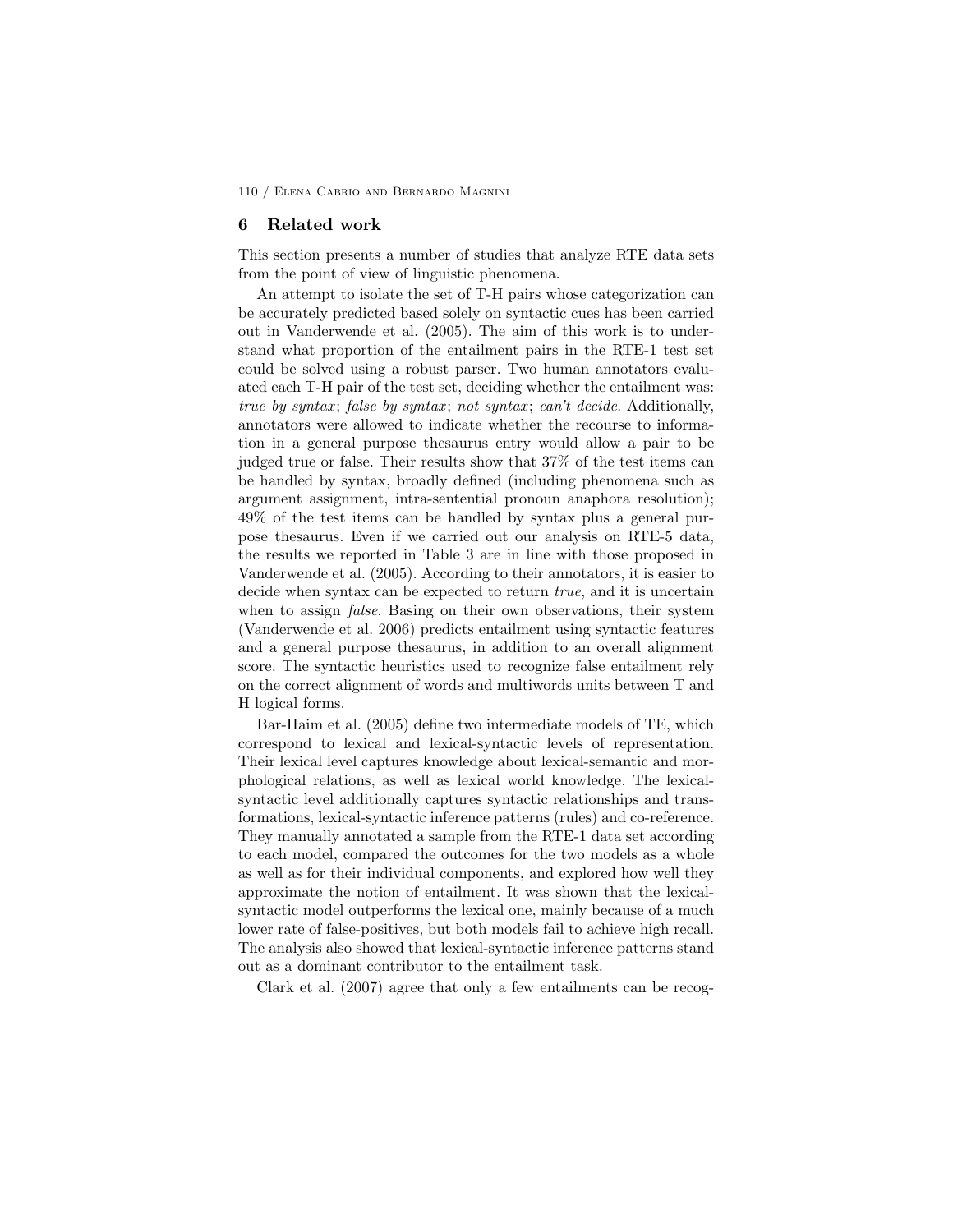## 6 Related work

This section presents a number of studies that analyze RTE data sets from the point of view of linguistic phenomena.

An attempt to isolate the set of T-H pairs whose categorization can be accurately predicted based solely on syntactic cues has been carried out in Vanderwende et al. (2005). The aim of this work is to understand what proportion of the entailment pairs in the RTE-1 test set could be solved using a robust parser. Two human annotators evaluated each T-H pair of the test set, deciding whether the entailment was: *true by syntax*; *false by syntax*; *not syntax*; *can't decide*. Additionally, annotators were allowed to indicate whether the recourse to information in a general purpose thesaurus entry would allow a pair to be judged true or false. Their results show that 37% of the test items can be handled by syntax, broadly defined (including phenomena such as argument assignment, intra-sentential pronoun anaphora resolution); 49% of the test items can be handled by syntax plus a general purpose thesaurus. Even if we carried out our analysis on RTE-5 data, the results we reported in Table 3 are in line with those proposed in Vanderwende et al. (2005). According to their annotators, it is easier to decide when syntax can be expected to return *true*, and it is uncertain when to assign *false*. Basing on their own observations, their system (Vanderwende et al. 2006) predicts entailment using syntactic features and a general purpose thesaurus, in addition to an overall alignment score. The syntactic heuristics used to recognize false entailment rely on the correct alignment of words and multiwords units between T and H logical forms.

Bar-Haim et al. (2005) define two intermediate models of TE, which correspond to lexical and lexical-syntactic levels of representation. Their lexical level captures knowledge about lexical-semantic and morphological relations, as well as lexical world knowledge. The lexical-syntactic level additionally captures syntactic relationships and transformations, lexical-syntactic inference patterns (rules) and co-reference. They manually annotated a sample from the RTE-1 data set according to each model, compared the outcomes for the two models as a whole as well as for their individual components, and explored how well they approximate the notion of entailment. It was shown that the lexical-syntactic model outperforms the lexical one, mainly because of a much lower rate of false-positives, but both models fail to achieve high recall. The analysis also showed that lexical-syntactic inference patterns stand out as a dominant contributor to the entailment task.

Clark et al. (2007) agree that only a few entailments can be recog-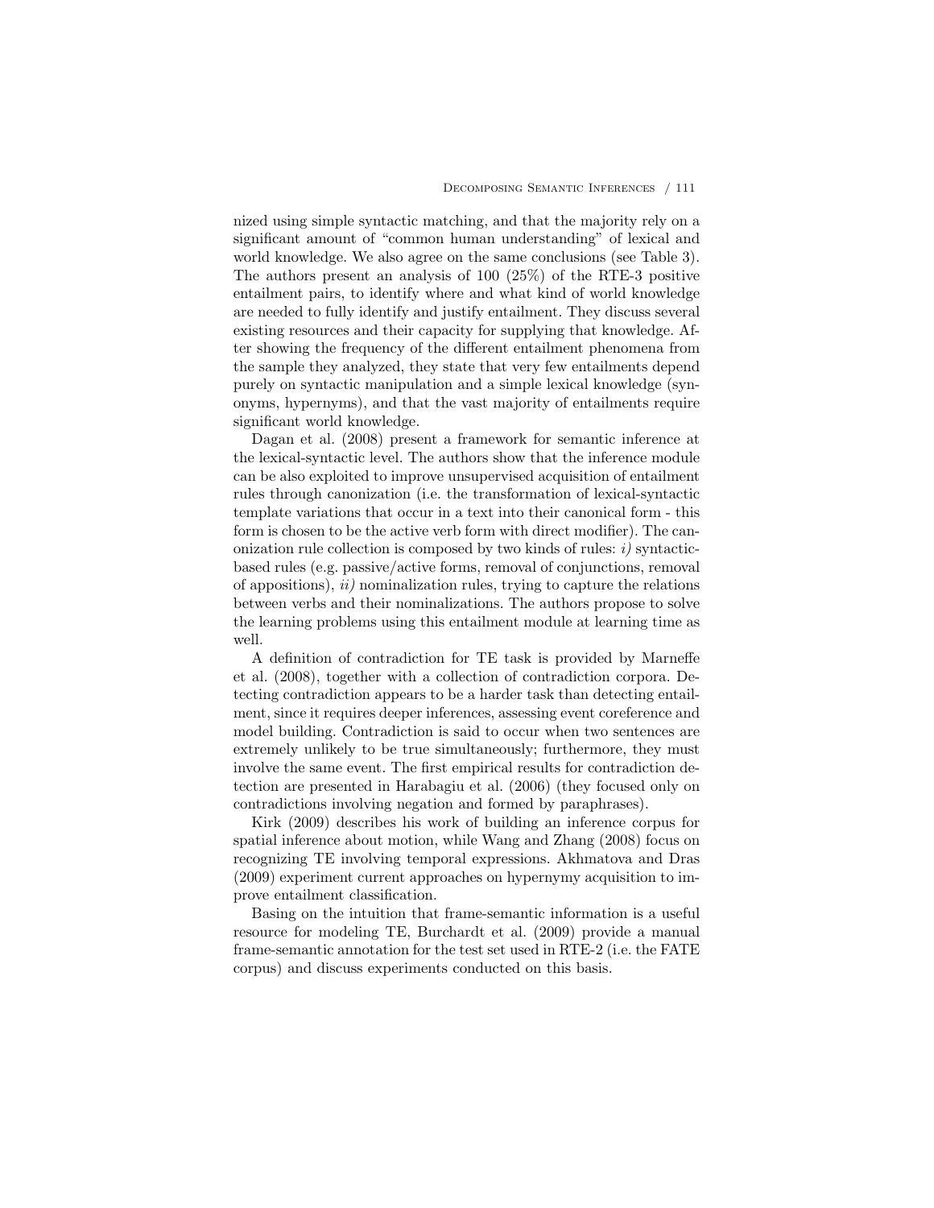nized using simple syntactic matching, and that the majority rely on a significant amount of "common human understanding" of lexical and world knowledge. We also agree on the same conclusions (see Table 3). The authors present an analysis of 100 (25%) of the RTE-3 positive entailment pairs, to identify where and what kind of world knowledge are needed to fully identify and justify entailment. They discuss several existing resources and their capacity for supplying that knowledge. After showing the frequency of the different entailment phenomena from the sample they analyzed, they state that very few entailments depend purely on syntactic manipulation and a simple lexical knowledge (synonyms, hypernyms), and that the vast majority of entailments require significant world knowledge.

Dagan et al. (2008) present a framework for semantic inference at the lexical-syntactic level. The authors show that the inference module can be also exploited to improve unsupervised acquisition of entailment rules through canonization (i.e. the transformation of lexical-syntactic template variations that occur in a text into their canonical form - this form is chosen to be the active verb form with direct modifier). The canonization rule collection is composed by two kinds of rules: *i)* syntactic-based rules (e.g. passive/active forms, removal of conjunctions, removal of appositions), *ii)* nominalization rules, trying to capture the relations between verbs and their nominalizations. The authors propose to solve the learning problems using this entailment module at learning time as well.

A definition of contradiction for TE task is provided by Marneffe et al. (2008), together with a collection of contradiction corpora. Detecting contradiction appears to be a harder task than detecting entailment, since it requires deeper inferences, assessing event coreference and model building. Contradiction is said to occur when two sentences are extremely unlikely to be true simultaneously; furthermore, they must involve the same event. The first empirical results for contradiction detection are presented in Harabagiu et al. (2006) (they focused only on contradictions involving negation and formed by paraphrases).

Kirk (2009) describes his work of building an inference corpus for spatial inference about motion, while Wang and Zhang (2008) focus on recognizing TE involving temporal expressions. Akhmatova and Dras (2009) experiment current approaches on hypernymy acquisition to improve entailment classification.

Basing on the intuition that frame-semantic information is a useful resource for modeling TE, Burchardt et al. (2009) provide a manual frame-semantic annotation for the test set used in RTE-2 (i.e. the FATE corpus) and discuss experiments conducted on this basis.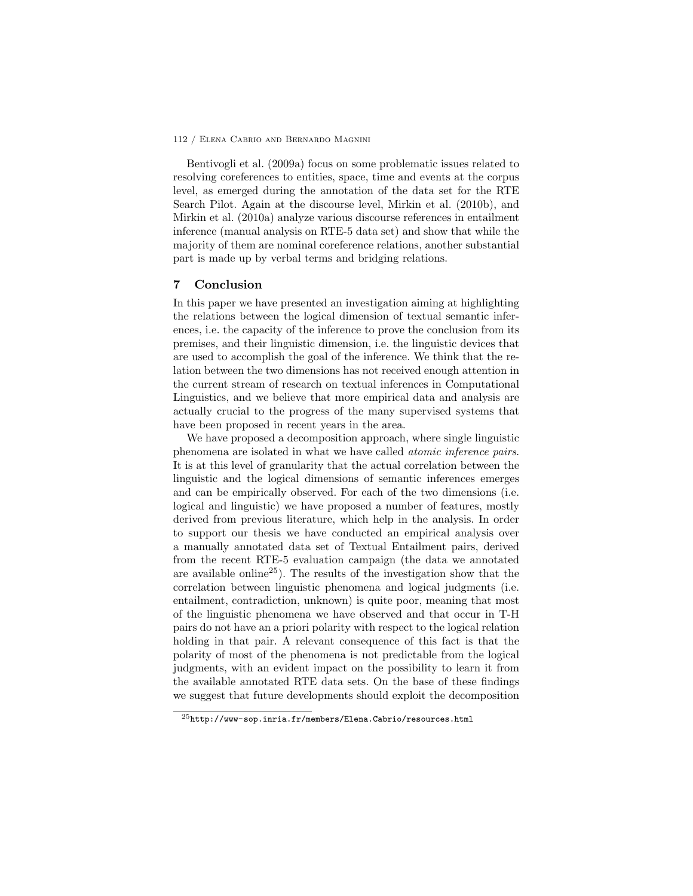Bentivogli et al. (2009a) focus on some problematic issues related to resolving coreferences to entities, space, time and events at the corpus level, as emerged during the annotation of the data set for the RTE Search Pilot. Again at the discourse level, Mirkin et al. (2010b), and Mirkin et al. (2010a) analyze various discourse references in entailment inference (manual analysis on RTE-5 data set) and show that while the majority of them are nominal coreference relations, another substantial part is made up by verbal terms and bridging relations.

## 7 Conclusion

In this paper we have presented an investigation aiming at highlighting the relations between the logical dimension of textual semantic inferences, i.e. the capacity of the inference to prove the conclusion from its premises, and their linguistic dimension, i.e. the linguistic devices that are used to accomplish the goal of the inference. We think that the relation between the two dimensions has not received enough attention in the current stream of research on textual inferences in Computational Linguistics, and we believe that more empirical data and analysis are actually crucial to the progress of the many supervised systems that have been proposed in recent years in the area.

We have proposed a decomposition approach, where single linguistic phenomena are isolated in what we have called *atomic inference pairs*. It is at this level of granularity that the actual correlation between the linguistic and the logical dimensions of semantic inferences emerges and can be empirically observed. For each of the two dimensions (i.e. logical and linguistic) we have proposed a number of features, mostly derived from previous literature, which help in the analysis. In order to support our thesis we have conducted an empirical analysis over a manually annotated data set of Textual Entailment pairs, derived from the recent RTE-5 evaluation campaign (the data we annotated are available online[25]). The results of the investigation show that the correlation between linguistic phenomena and logical judgments (i.e. entailment, contradiction, unknown) is quite poor, meaning that most of the linguistic phenomena we have observed and that occur in T-H pairs do not have an a priori polarity with respect to the logical relation holding in that pair. A relevant consequence of this fact is that the polarity of most of the phenomena is not predictable from the logical judgments, with an evident impact on the possibility to learn it from the available annotated RTE data sets. On the base of these findings we suggest that future developments should exploit the decomposition

[25] http://www-sop.inria.fr/members/Elena.Cabrio/resources.html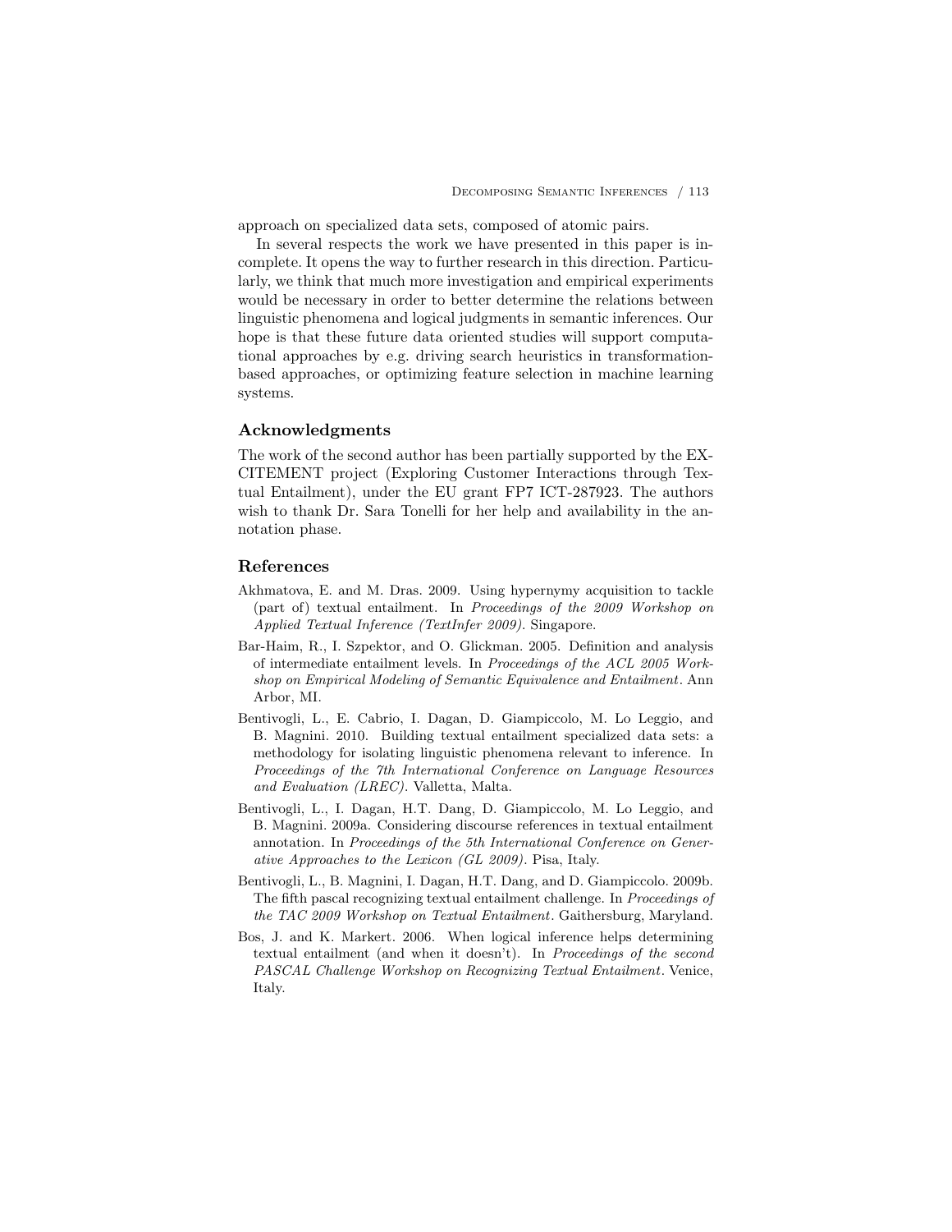approach on specialized data sets, composed of atomic pairs.

In several respects the work we have presented in this paper is incomplete. It opens the way to further research in this direction. Particularly, we think that much more investigation and empirical experiments would be necessary in order to better determine the relations between linguistic phenomena and logical judgments in semantic inferences. Our hope is that these future data oriented studies will support computational approaches by e.g. driving search heuristics in transformation-based approaches, or optimizing feature selection in machine learning systems.

## Acknowledgments

The work of the second author has been partially supported by the EXCITEMENT project (Exploring Customer Interactions through Textual Entailment), under the EU grant FP7 ICT-287923. The authors wish to thank Dr. Sara Tonelli for her help and availability in the annotation phase.

## References

Akhmatova, E. and M. Dras. 2009. Using hypernymy acquisition to tackle (part of) textual entailment. In *Proceedings of the 2009 Workshop on Applied Textual Inference (TextInfer 2009)*. Singapore.

Bar-Haim, R., I. Szpektor, and O. Glickman. 2005. Definition and analysis of intermediate entailment levels. In *Proceedings of the ACL 2005 Workshop on Empirical Modeling of Semantic Equivalence and Entailment*. Ann Arbor, MI.

Bentivogli, L., E. Cabrio, I. Dagan, D. Giampiccolo, M. Lo Leggio, and B. Magnini. 2010. Building textual entailment specialized data sets: a methodology for isolating linguistic phenomena relevant to inference. In *Proceedings of the 7th International Conference on Language Resources and Evaluation (LREC)*. Valletta, Malta.

Bentivogli, L., I. Dagan, H.T. Dang, D. Giampiccolo, M. Lo Leggio, and B. Magnini. 2009a. Considering discourse references in textual entailment annotation. In *Proceedings of the 5th International Conference on Generative Approaches to the Lexicon (GL 2009)*. Pisa, Italy.

Bentivogli, L., B. Magnini, I. Dagan, H.T. Dang, and D. Giampiccolo. 2009b. The fifth pascal recognizing textual entailment challenge. In *Proceedings of the TAC 2009 Workshop on Textual Entailment*. Gaithersburg, Maryland.

Bos, J. and K. Markert. 2006. When logical inference helps determining textual entailment (and when it doesn't). In *Proceedings of the second PASCAL Challenge Workshop on Recognizing Textual Entailment*. Venice, Italy.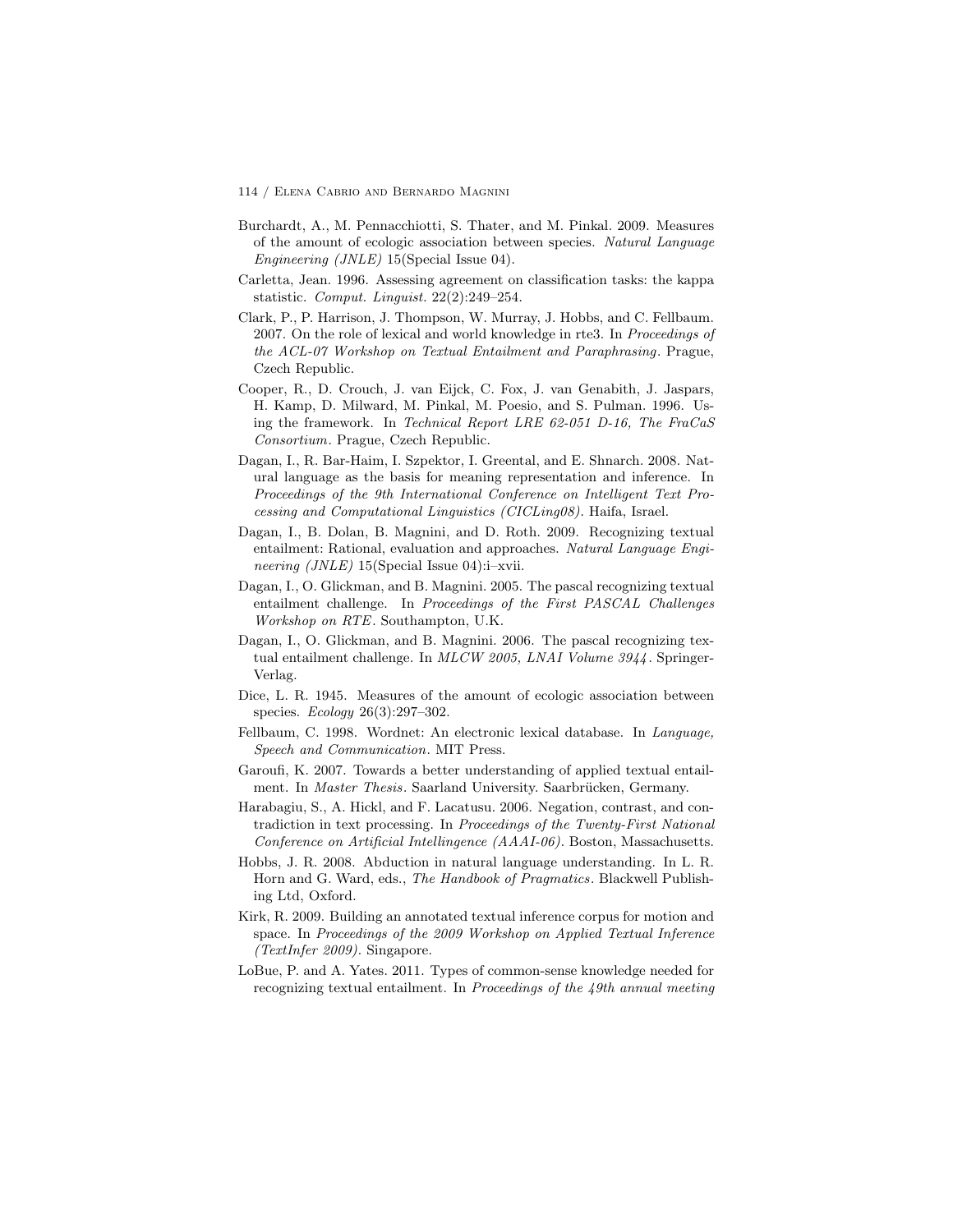Burchardt, A., M. Pennacchiotti, S. Thater, and M. Pinkal. 2009. Measures of the amount of ecologic association between species. *Natural Language Engineering (JNLE)* 15(Special Issue 04).

Carletta, Jean. 1996. Assessing agreement on classification tasks: the kappa statistic. *Comput. Linguist.* 22(2):249–254.

Clark, P., P. Harrison, J. Thompson, W. Murray, J. Hobbs, and C. Fellbaum. 2007. On the role of lexical and world knowledge in rte3. In *Proceedings of the ACL-07 Workshop on Textual Entailment and Paraphrasing*. Prague, Czech Republic.

Cooper, R., D. Crouch, J. van Eijck, C. Fox, J. van Genabith, J. Jaspars, H. Kamp, D. Milward, M. Pinkal, M. Poesio, and S. Pulman. 1996. Using the framework. In *Technical Report LRE 62-051 D-16, The FraCaS Consortium*. Prague, Czech Republic.

Dagan, I., R. Bar-Haim, I. Szpektor, I. Greental, and E. Shnarch. 2008. Natural language as the basis for meaning representation and inference. In *Proceedings of the 9th International Conference on Intelligent Text Processing and Computational Linguistics (CICLing08)*. Haifa, Israel.

Dagan, I., B. Dolan, B. Magnini, and D. Roth. 2009. Recognizing textual entailment: Rational, evaluation and approaches. *Natural Language Engineering (JNLE)* 15(Special Issue 04):i–xvii.

Dagan, I., O. Glickman, and B. Magnini. 2005. The pascal recognizing textual entailment challenge. In *Proceedings of the First PASCAL Challenges Workshop on RTE*. Southampton, U.K.

Dagan, I., O. Glickman, and B. Magnini. 2006. The pascal recognizing textual entailment challenge. In *MLCW 2005, LNAI Volume 3944*. Springer-Verlag.

Dice, L. R. 1945. Measures of the amount of ecologic association between species. *Ecology* 26(3):297–302.

Fellbaum, C. 1998. Wordnet: An electronic lexical database. In *Language, Speech and Communication*. MIT Press.

Garoufi, K. 2007. Towards a better understanding of applied textual entailment. In *Master Thesis*. Saarland University. Saarbrücken, Germany.

Harabagiu, S., A. Hickl, and F. Lacatusu. 2006. Negation, contrast, and contradiction in text processing. In *Proceedings of the Twenty-First National Conference on Artificial Intellingence (AAAI-06)*. Boston, Massachusetts.

Hobbs, J. R. 2008. Abduction in natural language understanding. In L. R. Horn and G. Ward, eds., *The Handbook of Pragmatics*. Blackwell Publishing Ltd, Oxford.

Kirk, R. 2009. Building an annotated textual inference corpus for motion and space. In *Proceedings of the 2009 Workshop on Applied Textual Inference (TextInfer 2009)*. Singapore.

LoBue, P. and A. Yates. 2011. Types of common-sense knowledge needed for recognizing textual entailment. In *Proceedings of the 49th annual meeting*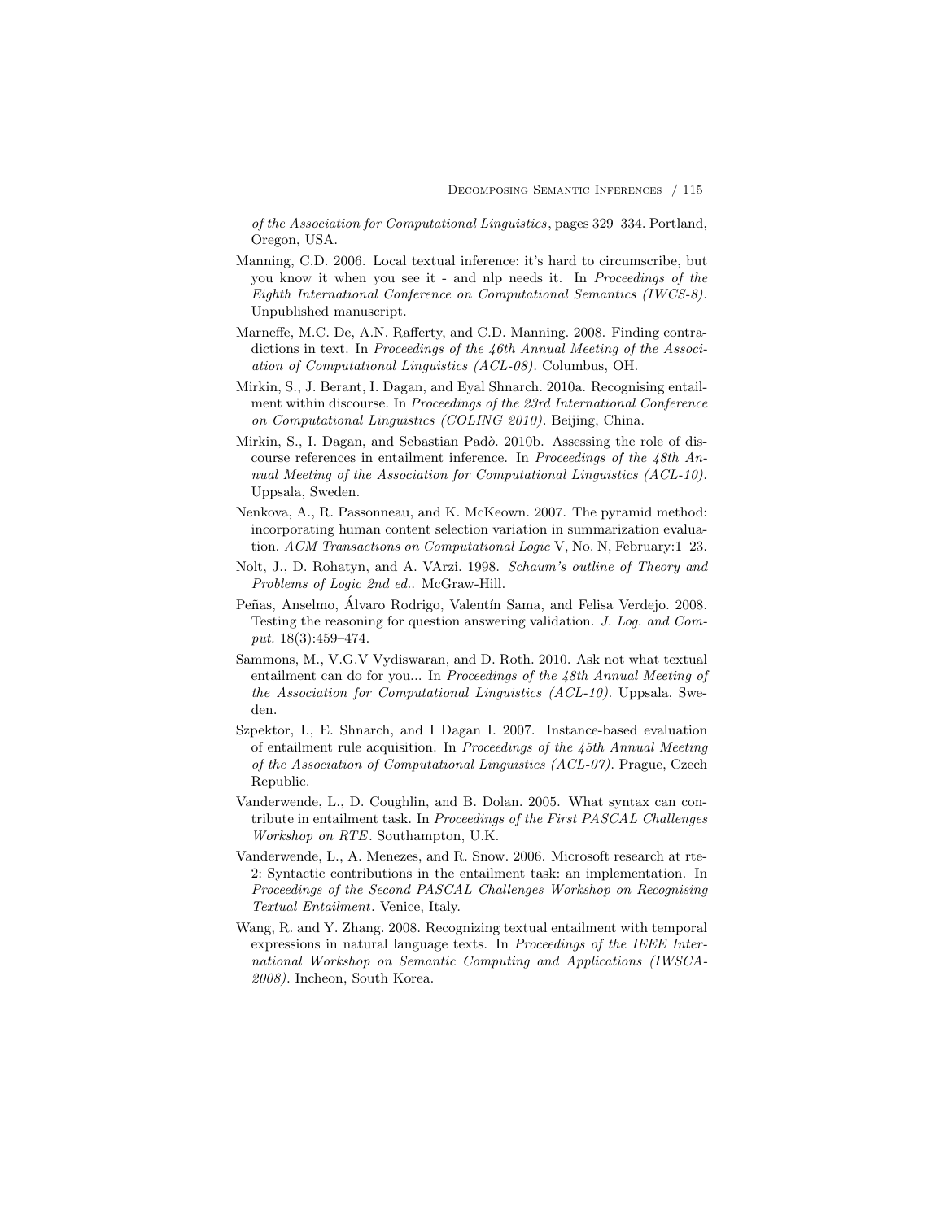*of the Association for Computational Linguistics*, pages 329–334. Portland, Oregon, USA.

Manning, C.D. 2006. Local textual inference: it's hard to circumscribe, but you know it when you see it - and nlp needs it. In *Proceedings of the Eighth International Conference on Computational Semantics (IWCS-8)*. Unpublished manuscript.

Marneffe, M.C. De, A.N. Rafferty, and C.D. Manning. 2008. Finding contradictions in text. In *Proceedings of the 46th Annual Meeting of the Association of Computational Linguistics (ACL-08)*. Columbus, OH.

Mirkin, S., J. Berant, I. Dagan, and Eyal Shnarch. 2010a. Recognising entailment within discourse. In *Proceedings of the 23rd International Conference on Computational Linguistics (COLING 2010)*. Beijing, China.

Mirkin, S., I. Dagan, and Sebastian Padò. 2010b. Assessing the role of discourse references in entailment inference. In *Proceedings of the 48th Annual Meeting of the Association for Computational Linguistics (ACL-10)*. Uppsala, Sweden.

Nenkova, A., R. Passonneau, and K. McKeown. 2007. The pyramid method: incorporating human content selection variation in summarization evaluation. *ACM Transactions on Computational Logic* V, No. N, February:1–23.

Nolt, J., D. Rohatyn, and A. VArzi. 1998. *Schaum's outline of Theory and Problems of Logic 2nd ed.*. McGraw-Hill.

Peñas, Anselmo, Álvaro Rodrigo, Valentín Sama, and Felisa Verdejo. 2008. Testing the reasoning for question answering validation. *J. Log. and Comput.* 18(3):459–474.

Sammons, M., V.G.V Vydiswaran, and D. Roth. 2010. Ask not what textual entailment can do for you... In *Proceedings of the 48th Annual Meeting of the Association for Computational Linguistics (ACL-10)*. Uppsala, Sweden.

Szpektor, I., E. Shnarch, and I Dagan I. 2007. Instance-based evaluation of entailment rule acquisition. In *Proceedings of the 45th Annual Meeting of the Association of Computational Linguistics (ACL-07)*. Prague, Czech Republic.

Vanderwende, L., D. Coughlin, and B. Dolan. 2005. What syntax can contribute in entailment task. In *Proceedings of the First PASCAL Challenges Workshop on RTE*. Southampton, U.K.

Vanderwende, L., A. Menezes, and R. Snow. 2006. Microsoft research at rte-2: Syntactic contributions in the entailment task: an implementation. In *Proceedings of the Second PASCAL Challenges Workshop on Recognising Textual Entailment*. Venice, Italy.

Wang, R. and Y. Zhang. 2008. Recognizing textual entailment with temporal expressions in natural language texts. In *Proceedings of the IEEE International Workshop on Semantic Computing and Applications (IWSCA-2008)*. Incheon, South Korea.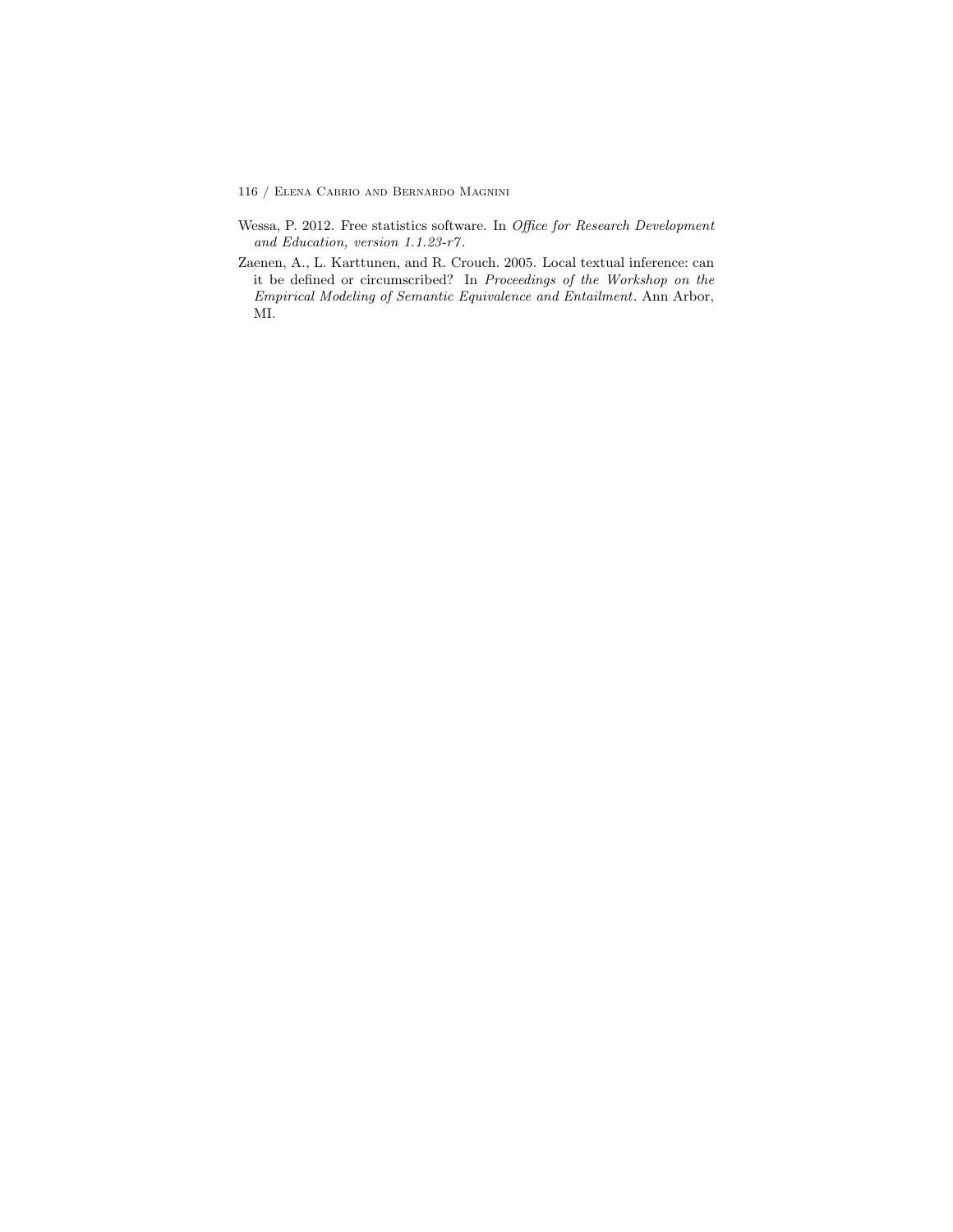Wessa, P. 2012. Free statistics software. In *Office for Research Development and Education, version 1.1.23-r7*.

Zaenen, A., L. Karttunen, and R. Crouch. 2005. Local textual inference: can it be defined or circumscribed? In *Proceedings of the Workshop on the Empirical Modeling of Semantic Equivalence and Entailment*. Ann Arbor, MI.